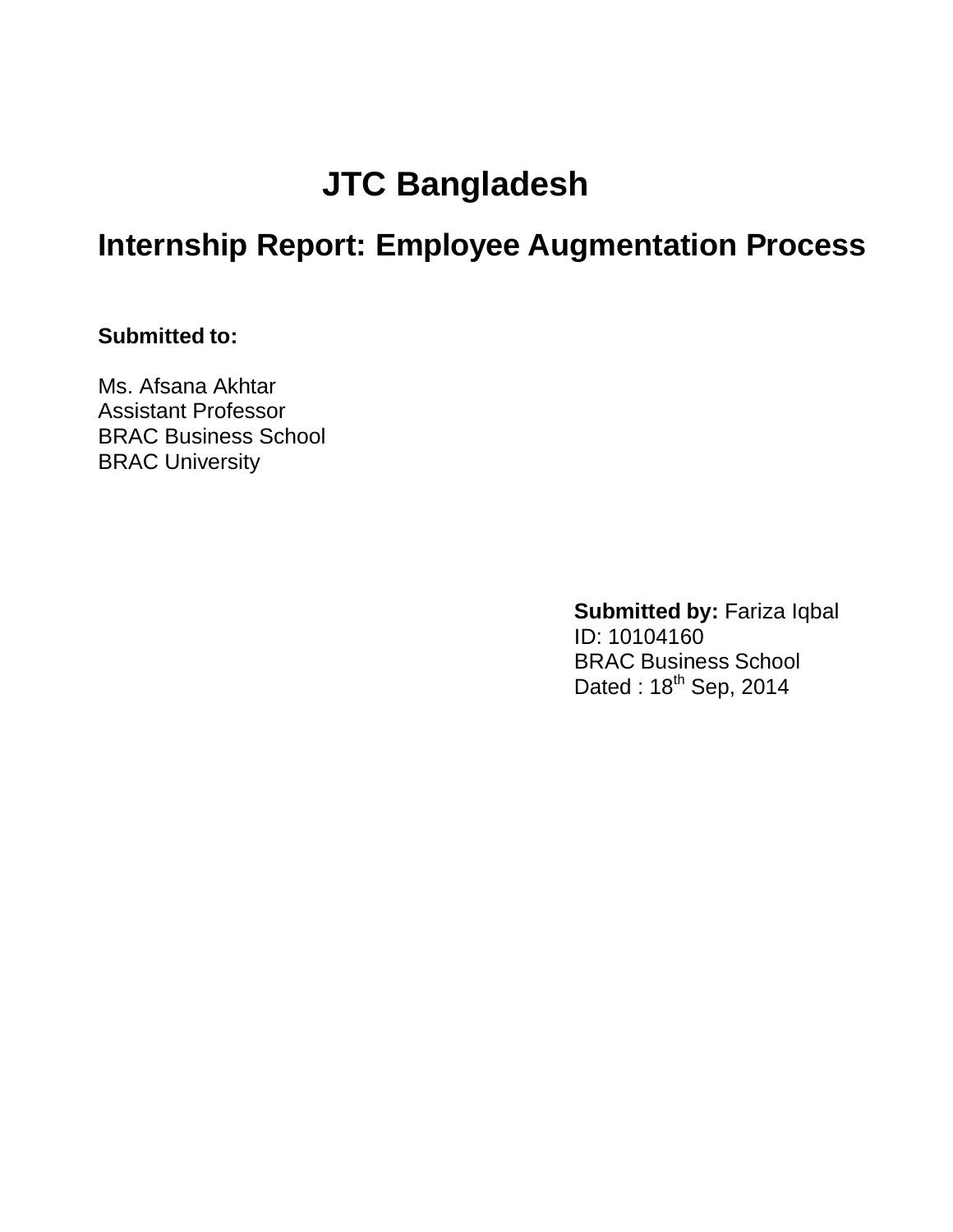# JTC Bangladesh

## Internship Report: Employee Augmentation Process

**Submitted to:**

Ms. Afsana Akhtar
Assistant Professor
BRAC Business School
BRAC University

**Submitted by:** Fariza Iqbal
ID: 10104160
BRAC Business School
Dated : 18th Sep, 2014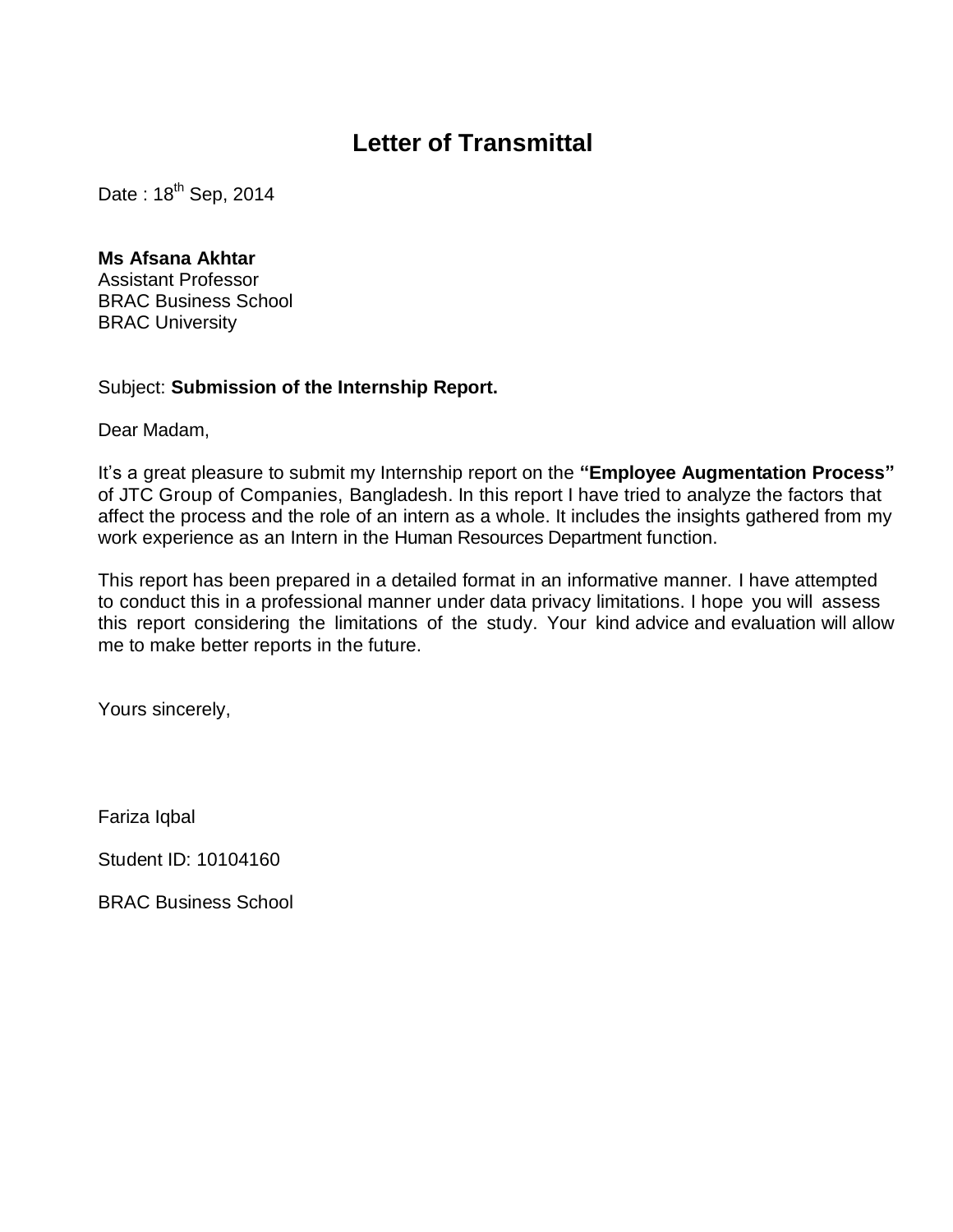# Letter of Transmittal

Date : 18th Sep, 2014

**Ms Afsana Akhtar**
Assistant Professor
BRAC Business School
BRAC University

Subject: **Submission of the Internship Report.**

Dear Madam,

It's a great pleasure to submit my Internship report on the **"Employee Augmentation Process"** of JTC Group of Companies, Bangladesh. In this report I have tried to analyze the factors that affect the process and the role of an intern as a whole. It includes the insights gathered from my work experience as an Intern in the Human Resources Department function.

This report has been prepared in a detailed format in an informative manner. I have attempted to conduct this in a professional manner under data privacy limitations. I hope you will assess this report considering the limitations of the study. Your kind advice and evaluation will allow me to make better reports in the future.

Yours sincerely,

Fariza Iqbal

Student ID: 10104160

BRAC Business School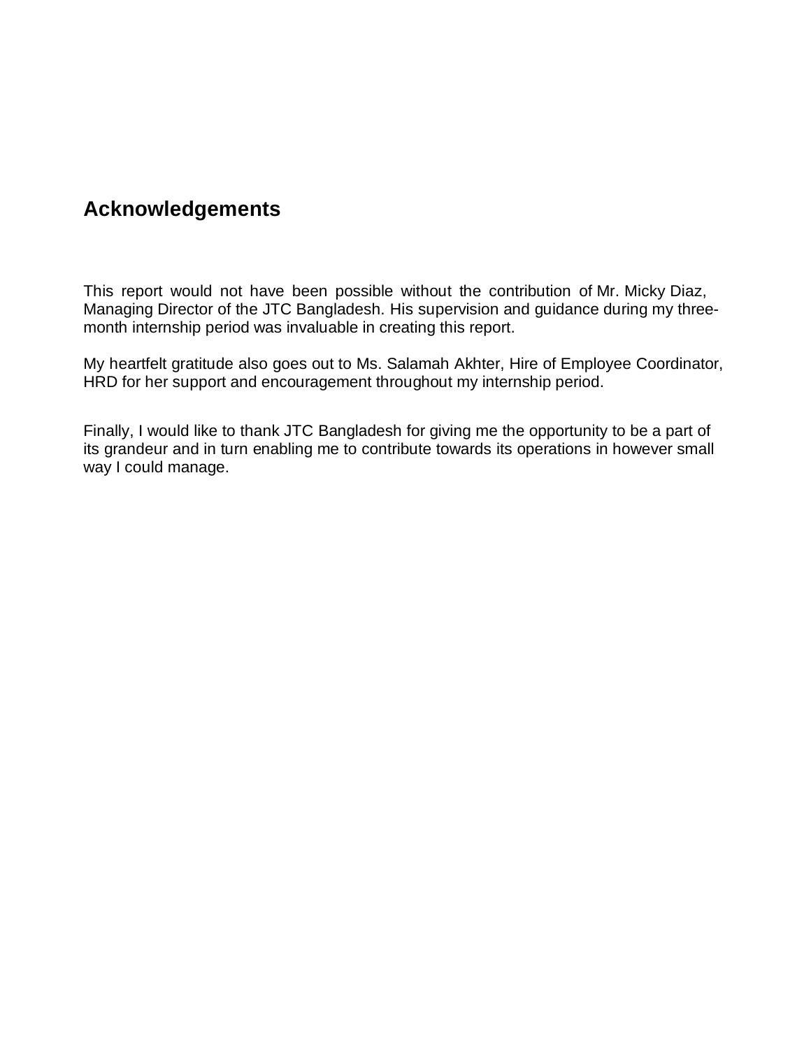## Acknowledgements

This report would not have been possible without the contribution of Mr. Micky Diaz, Managing Director of the JTC Bangladesh. His supervision and guidance during my three-month internship period was invaluable in creating this report.

My heartfelt gratitude also goes out to Ms. Salamah Akhter, Hire of Employee Coordinator, HRD for her support and encouragement throughout my internship period.

Finally, I would like to thank JTC Bangladesh for giving me the opportunity to be a part of its grandeur and in turn enabling me to contribute towards its operations in however small way I could manage.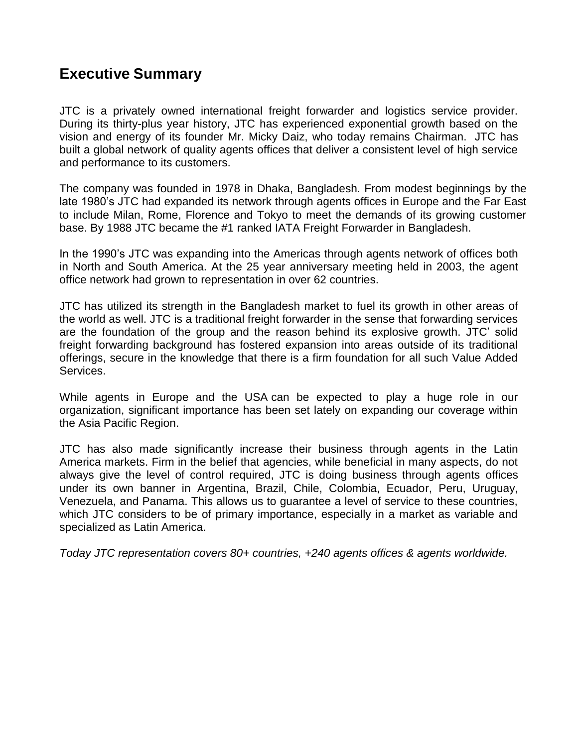## Executive Summary

JTC is a privately owned international freight forwarder and logistics service provider. During its thirty-plus year history, JTC has experienced exponential growth based on the vision and energy of its founder Mr. Micky Daiz, who today remains Chairman. JTC has built a global network of quality agents offices that deliver a consistent level of high service and performance to its customers.

The company was founded in 1978 in Dhaka, Bangladesh. From modest beginnings by the late 1980's JTC had expanded its network through agents offices in Europe and the Far East to include Milan, Rome, Florence and Tokyo to meet the demands of its growing customer base. By 1988 JTC became the #1 ranked IATA Freight Forwarder in Bangladesh.

In the 1990's JTC was expanding into the Americas through agents network of offices both in North and South America. At the 25 year anniversary meeting held in 2003, the agent office network had grown to representation in over 62 countries.

JTC has utilized its strength in the Bangladesh market to fuel its growth in other areas of the world as well. JTC is a traditional freight forwarder in the sense that forwarding services are the foundation of the group and the reason behind its explosive growth. JTC' solid freight forwarding background has fostered expansion into areas outside of its traditional offerings, secure in the knowledge that there is a firm foundation for all such Value Added Services.

While agents in Europe and the USA can be expected to play a huge role in our organization, significant importance has been set lately on expanding our coverage within the Asia Pacific Region.

JTC has also made significantly increase their business through agents in the Latin America markets. Firm in the belief that agencies, while beneficial in many aspects, do not always give the level of control required, JTC is doing business through agents offices under its own banner in Argentina, Brazil, Chile, Colombia, Ecuador, Peru, Uruguay, Venezuela, and Panama. This allows us to guarantee a level of service to these countries, which JTC considers to be of primary importance, especially in a market as variable and specialized as Latin America.

*Today JTC representation covers 80+ countries, +240 agents offices & agents worldwide.*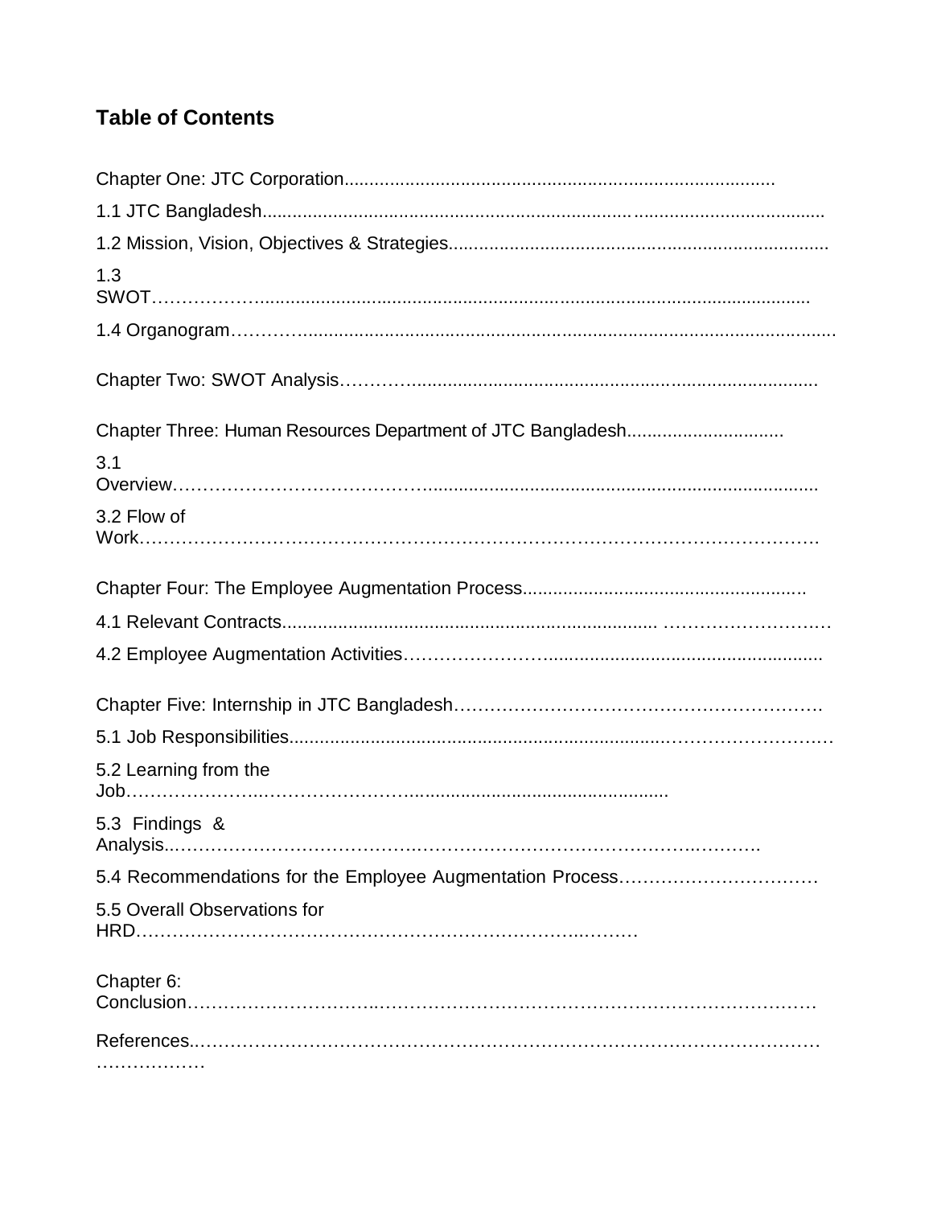## Table of Contents

Chapter One: JTC Corporation

1.1 JTC Bangladesh

1.2 Mission, Vision, Objectives & Strategies

1.3 SWOT

1.4 Organogram

Chapter Two: SWOT Analysis

Chapter Three: Human Resources Department of JTC Bangladesh

3.1 Overview

3.2 Flow of Work

Chapter Four: The Employee Augmentation Process

4.1 Relevant Contracts

4.2 Employee Augmentation Activities

Chapter Five: Internship in JTC Bangladesh

5.1 Job Responsibilities

5.2 Learning from the Job

5.3 Findings & Analysis

5.4 Recommendations for the Employee Augmentation Process

5.5 Overall Observations for HRD

Chapter 6: Conclusion

References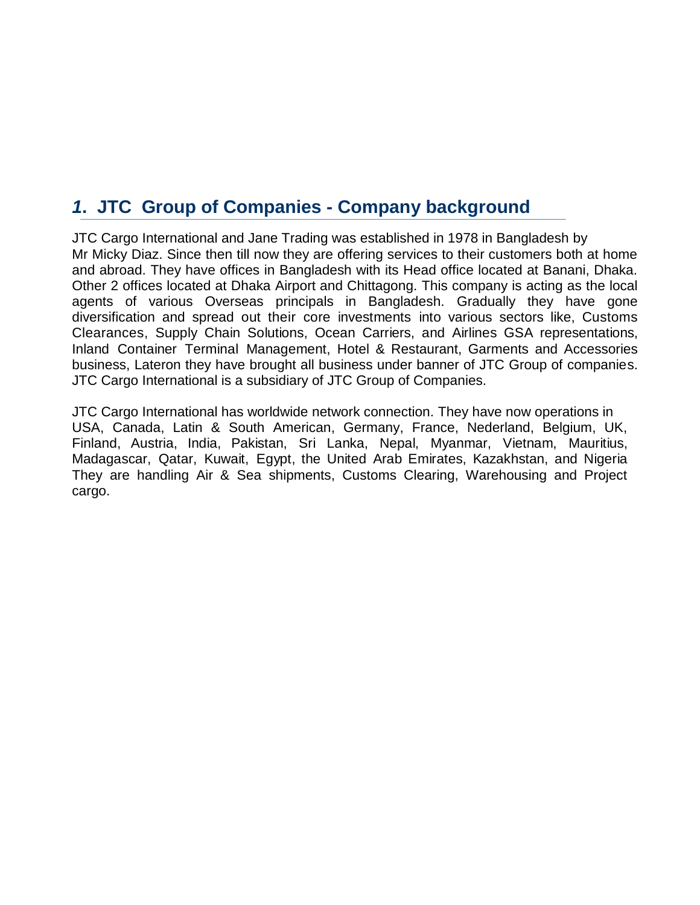## *1.* JTC Group of Companies - Company background

JTC Cargo International and Jane Trading was established in 1978 in Bangladesh by Mr Micky Diaz. Since then till now they are offering services to their customers both at home and abroad. They have offices in Bangladesh with its Head office located at Banani, Dhaka. Other 2 offices located at Dhaka Airport and Chittagong. This company is acting as the local agents of various Overseas principals in Bangladesh. Gradually they have gone diversification and spread out their core investments into various sectors like, Customs Clearances, Supply Chain Solutions, Ocean Carriers, and Airlines GSA representations, Inland Container Terminal Management, Hotel & Restaurant, Garments and Accessories business, Lateron they have brought all business under banner of JTC Group of companies. JTC Cargo International is a subsidiary of JTC Group of Companies.

JTC Cargo International has worldwide network connection. They have now operations in USA, Canada, Latin & South American, Germany, France, Nederland, Belgium, UK, Finland, Austria, India, Pakistan, Sri Lanka, Nepal, Myanmar, Vietnam, Mauritius, Madagascar, Qatar, Kuwait, Egypt, the United Arab Emirates, Kazakhstan, and Nigeria They are handling Air & Sea shipments, Customs Clearing, Warehousing and Project cargo.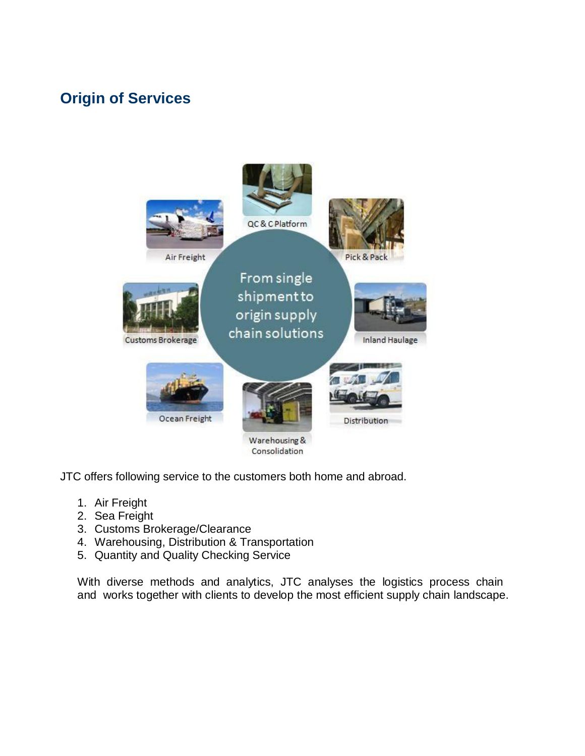## Origin of Services

JTC offers following service to the customers both home and abroad.

1. Air Freight
2. Sea Freight
3. Customs Brokerage/Clearance
4. Warehousing, Distribution & Transportation
5. Quantity and Quality Checking Service

With diverse methods and analytics, JTC analyses the logistics process chain and works together with clients to develop the most efficient supply chain landscape.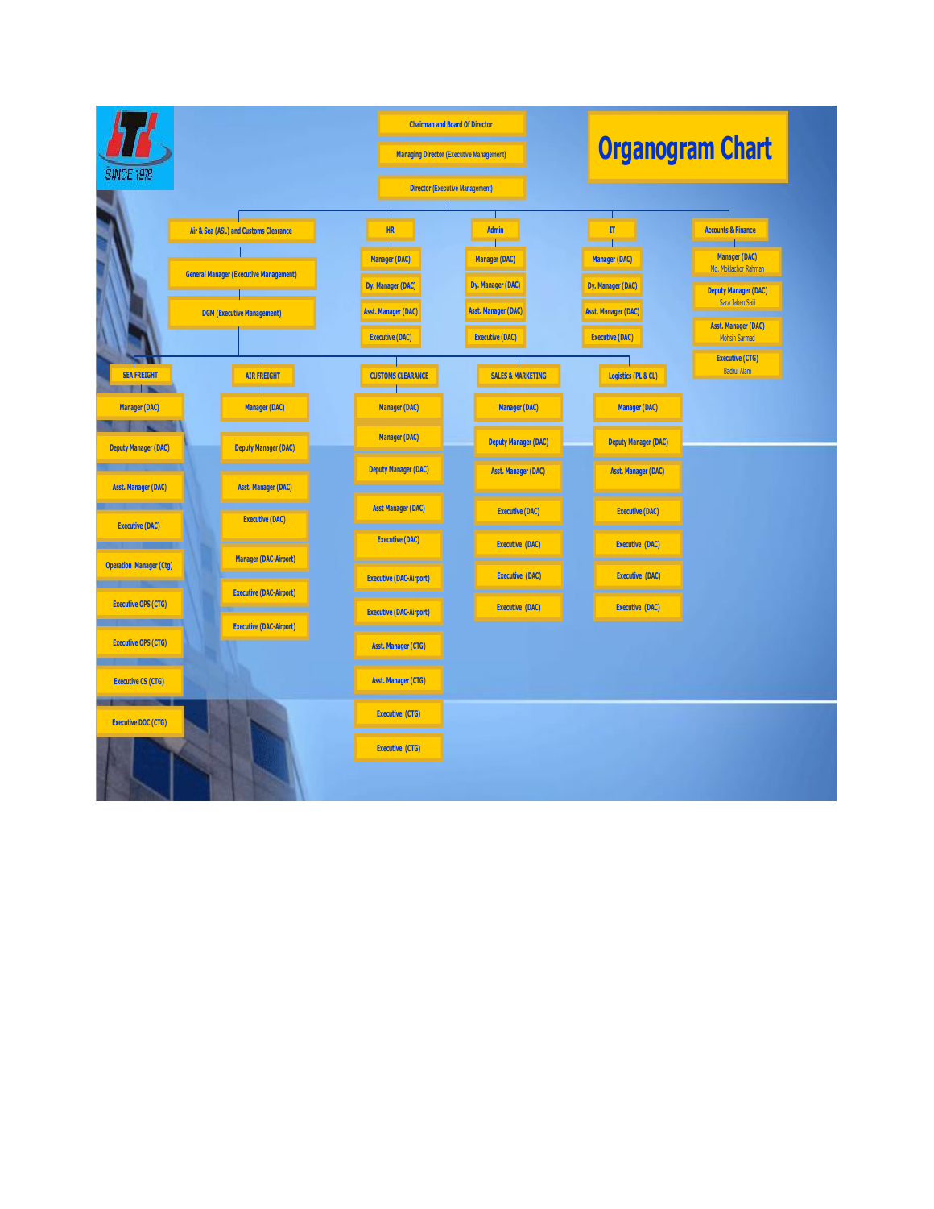# Organogram Chart

SINCE 1978

- Chairman and Board Of Director
  - Managing Director (Executive Management)
    - Director (Executive Management)
      - Air & Sea (ASL) and Customs Clearance
        - General Manager (Executive Management)
          - DGM (Executive Management)
            - SEA FREIGHT
              - Manager (DAC)
              - Deputy Manager (DAC)
              - Asst. Manager (DAC)
              - Executive (DAC)
              - Operation Manager (Ctg)
              - Executive OPS (CTG)
              - Executive OPS (CTG)
              - Executive CS (CTG)
              - Executive DOC (CTG)
            - AIR FREIGHT
              - Manager (DAC)
              - Deputy Manager (DAC)
              - Asst. Manager (DAC)
              - Executive (DAC)
              - Manager (DAC-Airport)
              - Executive (DAC-Airport)
              - Executive (DAC-Airport)
            - CUSTOMS CLEARANCE
              - Manager (DAC)
              - Manager (DAC)
              - Deputy Manager (DAC)
              - Asst Manager (DAC)
              - Executive (DAC)
              - Executive (DAC-Airport)
              - Executive (DAC-Airport)
              - Asst. Manager (CTG)
              - Asst. Manager (CTG)
              - Executive (CTG)
              - Executive (CTG)
            - SALES & MARKETING
              - Manager (DAC)
              - Deputy Manager (DAC)
              - Asst. Manager (DAC)
              - Executive (DAC)
              - Executive (DAC)
              - Executive (DAC)
              - Executive (DAC)
            - Logistics (PL & CL)
              - Manager (DAC)
              - Deputy Manager (DAC)
              - Asst. Manager (DAC)
              - Executive (DAC)
              - Executive (DAC)
              - Executive (DAC)
              - Executive (DAC)
      - HR
        - Manager (DAC)
        - Dy. Manager (DAC)
        - Asst. Manager (DAC)
        - Executive (DAC)
      - Admin
        - Manager (DAC)
        - Dy. Manager (DAC)
        - Asst. Manager (DAC)
        - Executive (DAC)
      - IT
        - Manager (DAC)
        - Dy. Manager (DAC)
        - Asst. Manager (DAC)
        - Executive (DAC)
      - Accounts & Finance
        - Manager (DAC) – Md. Mokhlachor Rahman
        - Deputy Manager (DAC) – Sara Jaben Sail
        - Asst. Manager (DAC) – Mohsin Sarmad
        - Executive (CTG) – Badrul Alam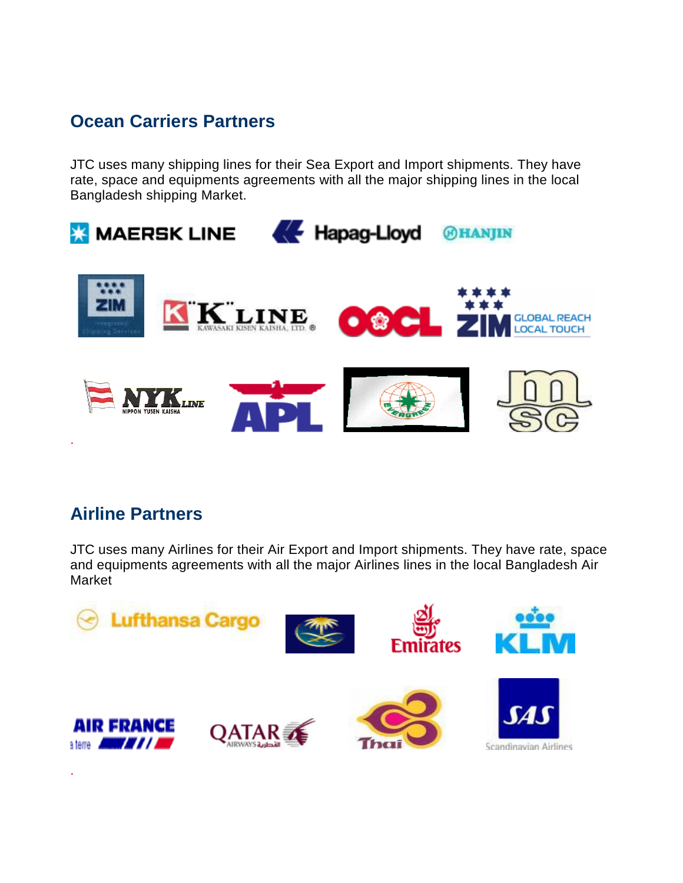## Ocean Carriers Partners

JTC uses many shipping lines for their Sea Export and Import shipments. They have rate, space and equipments agreements with all the major shipping lines in the local Bangladesh shipping Market.

## Airline Partners

JTC uses many Airlines for their Air Export and Import shipments. They have rate, space and equipments agreements with all the major Airlines lines in the local Bangladesh Air Market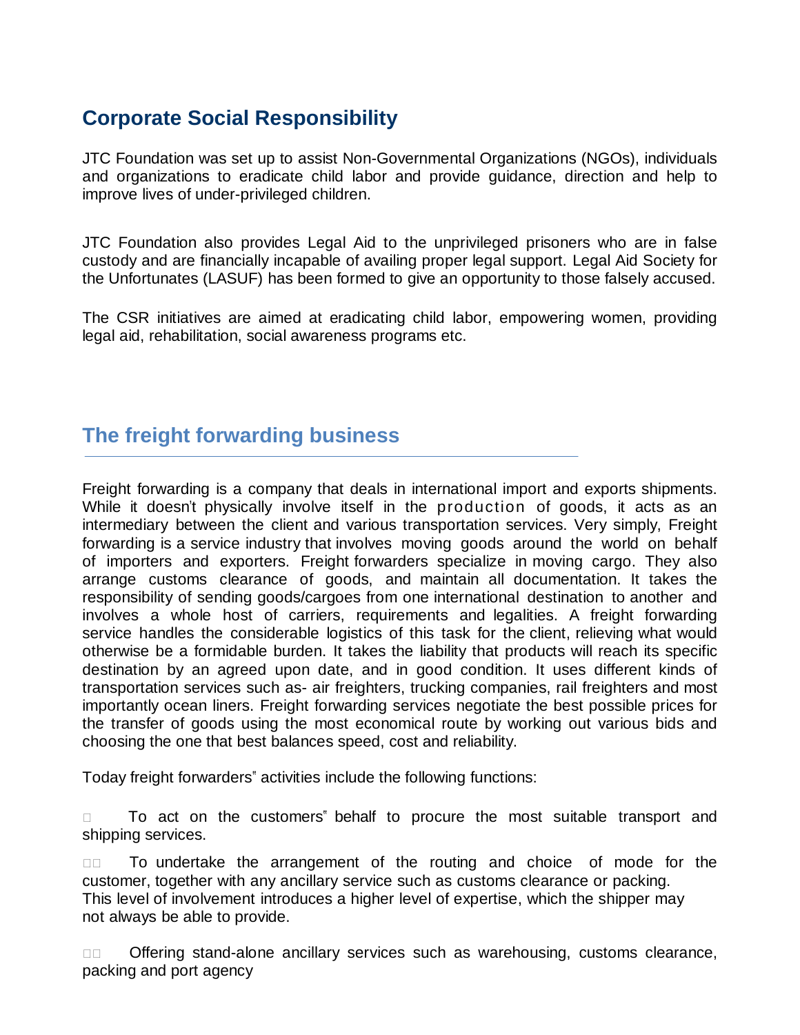## Corporate Social Responsibility

JTC Foundation was set up to assist Non-Governmental Organizations (NGOs), individuals and organizations to eradicate child labor and provide guidance, direction and help to improve lives of under-privileged children.

JTC Foundation also provides Legal Aid to the unprivileged prisoners who are in false custody and are financially incapable of availing proper legal support. Legal Aid Society for the Unfortunates (LASUF) has been formed to give an opportunity to those falsely accused.

The CSR initiatives are aimed at eradicating child labor, empowering women, providing legal aid, rehabilitation, social awareness programs etc.

## The freight forwarding business

Freight forwarding is a company that deals in international import and exports shipments. While it doesn't physically involve itself in the production of goods, it acts as an intermediary between the client and various transportation services. Very simply, Freight forwarding is a service industry that involves moving goods around the world on behalf of importers and exporters. Freight forwarders specialize in moving cargo. They also arrange customs clearance of goods, and maintain all documentation. It takes the responsibility of sending goods/cargoes from one international destination to another and involves a whole host of carriers, requirements and legalities. A freight forwarding service handles the considerable logistics of this task for the client, relieving what would otherwise be a formidable burden. It takes the liability that products will reach its specific destination by an agreed upon date, and in good condition. It uses different kinds of transportation services such as- air freighters, trucking companies, rail freighters and most importantly ocean liners. Freight forwarding services negotiate the best possible prices for the transfer of goods using the most economical route by working out various bids and choosing the one that best balances speed, cost and reliability.

Today freight forwarders" activities include the following functions:

- To act on the customers" behalf to procure the most suitable transport and shipping services.
- To undertake the arrangement of the routing and choice of mode for the customer, together with any ancillary service such as customs clearance or packing. This level of involvement introduces a higher level of expertise, which the shipper may not always be able to provide.
- Offering stand-alone ancillary services such as warehousing, customs clearance, packing and port agency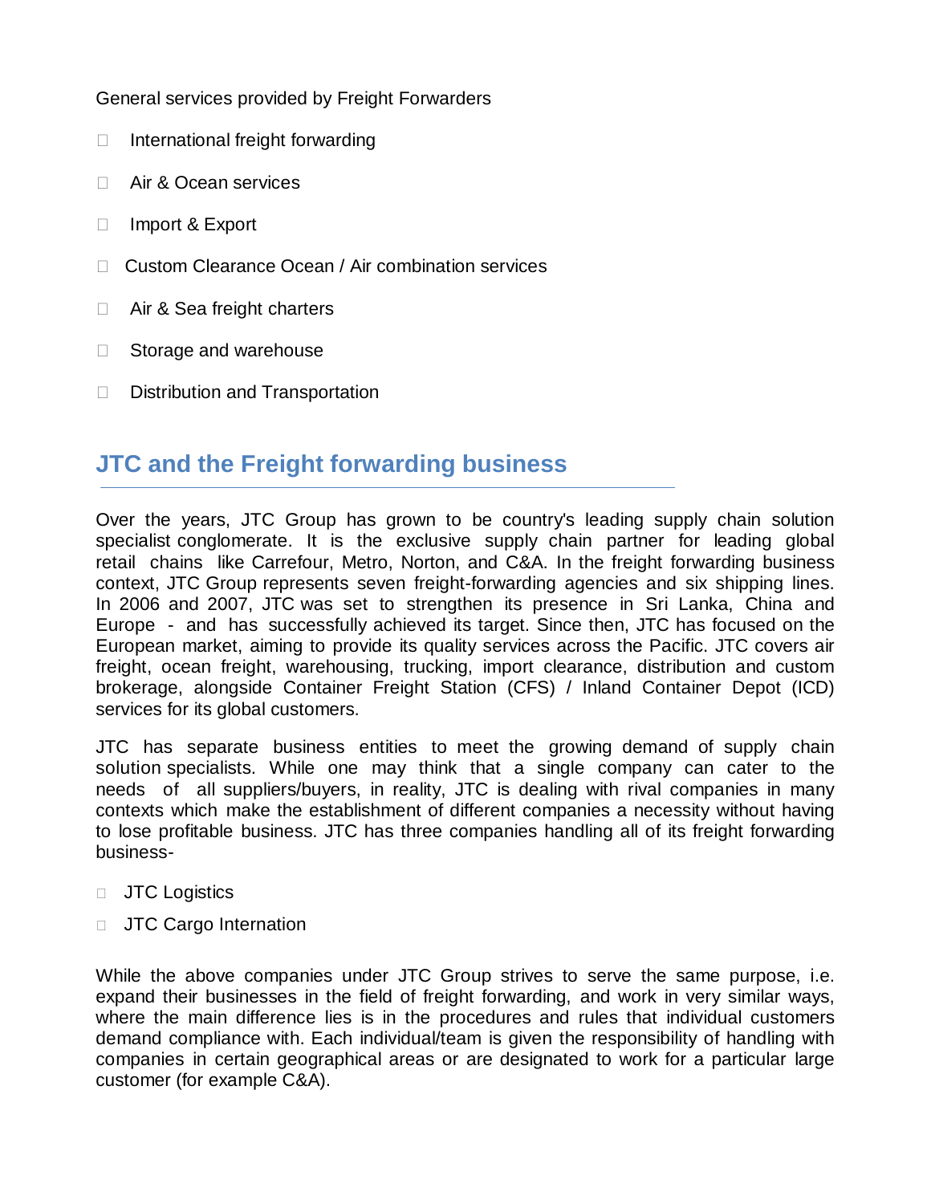General services provided by Freight Forwarders

- International freight forwarding
- Air & Ocean services
- Import & Export
- Custom Clearance Ocean / Air combination services
- Air & Sea freight charters
- Storage and warehouse
- Distribution and Transportation

## JTC and the Freight forwarding business

Over the years, JTC Group has grown to be country's leading supply chain solution specialist conglomerate. It is the exclusive supply chain partner for leading global retail chains like Carrefour, Metro, Norton, and C&A. In the freight forwarding business context, JTC Group represents seven freight-forwarding agencies and six shipping lines. In 2006 and 2007, JTC was set to strengthen its presence in Sri Lanka, China and Europe - and has successfully achieved its target. Since then, JTC has focused on the European market, aiming to provide its quality services across the Pacific. JTC covers air freight, ocean freight, warehousing, trucking, import clearance, distribution and custom brokerage, alongside Container Freight Station (CFS) / Inland Container Depot (ICD) services for its global customers.

JTC has separate business entities to meet the growing demand of supply chain solution specialists. While one may think that a single company can cater to the needs of all suppliers/buyers, in reality, JTC is dealing with rival companies in many contexts which make the establishment of different companies a necessity without having to lose profitable business. JTC has three companies handling all of its freight forwarding business-

- JTC Logistics
- JTC Cargo Internation

While the above companies under JTC Group strives to serve the same purpose, i.e. expand their businesses in the field of freight forwarding, and work in very similar ways, where the main difference lies is in the procedures and rules that individual customers demand compliance with. Each individual/team is given the responsibility of handling with companies in certain geographical areas or are designated to work for a particular large customer (for example C&A).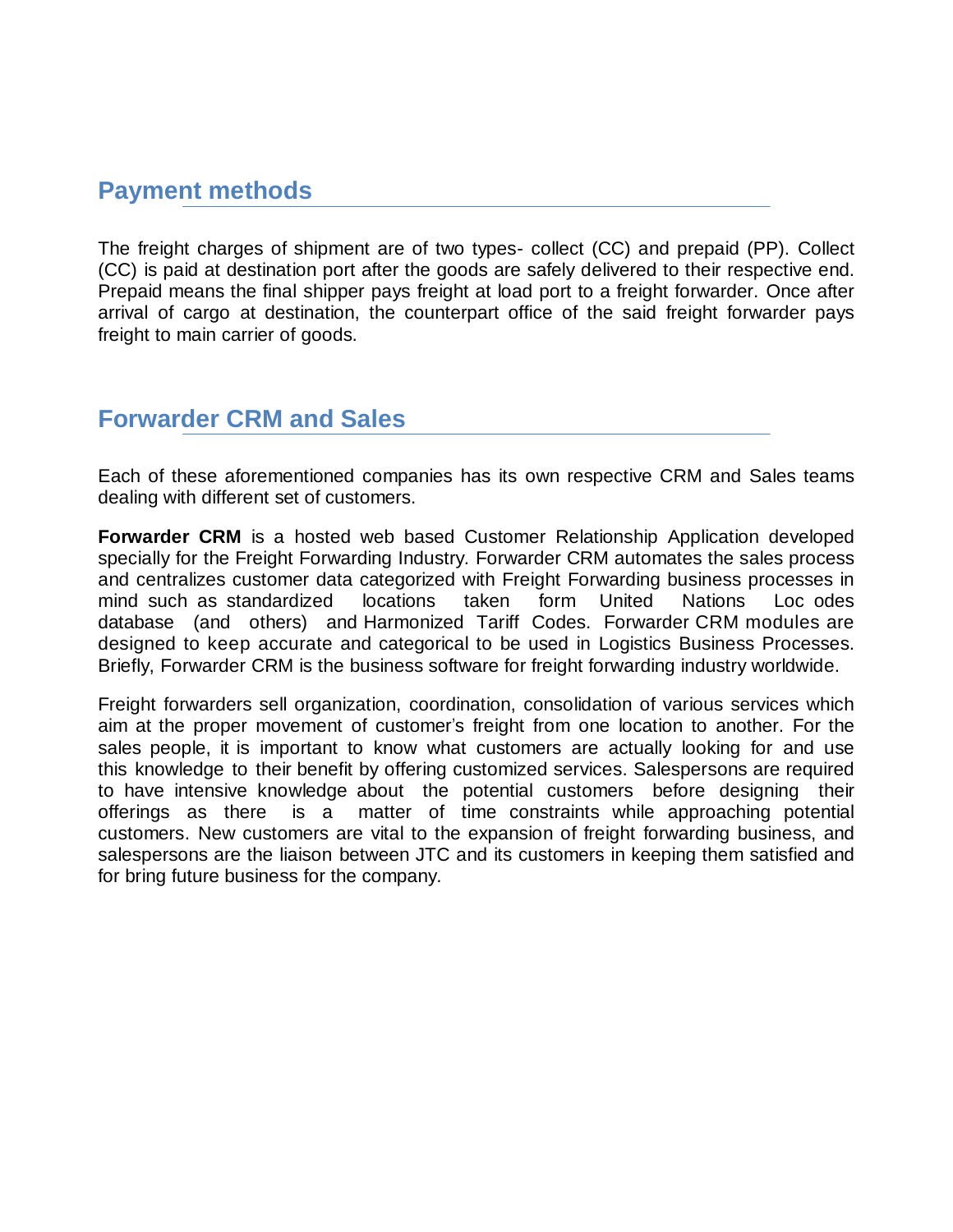## Payment methods

The freight charges of shipment are of two types- collect (CC) and prepaid (PP). Collect (CC) is paid at destination port after the goods are safely delivered to their respective end. Prepaid means the final shipper pays freight at load port to a freight forwarder. Once after arrival of cargo at destination, the counterpart office of the said freight forwarder pays freight to main carrier of goods.

## Forwarder CRM and Sales

Each of these aforementioned companies has its own respective CRM and Sales teams dealing with different set of customers.

**Forwarder CRM** is a hosted web based Customer Relationship Application developed specially for the Freight Forwarding Industry. Forwarder CRM automates the sales process and centralizes customer data categorized with Freight Forwarding business processes in mind such as standardized locations taken form United Nations Loc odes database (and others) and Harmonized Tariff Codes. Forwarder CRM modules are designed to keep accurate and categorical to be used in Logistics Business Processes. Briefly, Forwarder CRM is the business software for freight forwarding industry worldwide.

Freight forwarders sell organization, coordination, consolidation of various services which aim at the proper movement of customer's freight from one location to another. For the sales people, it is important to know what customers are actually looking for and use this knowledge to their benefit by offering customized services. Salespersons are required to have intensive knowledge about the potential customers before designing their offerings as there is a matter of time constraints while approaching potential customers. New customers are vital to the expansion of freight forwarding business, and salespersons are the liaison between JTC and its customers in keeping them satisfied and for bring future business for the company.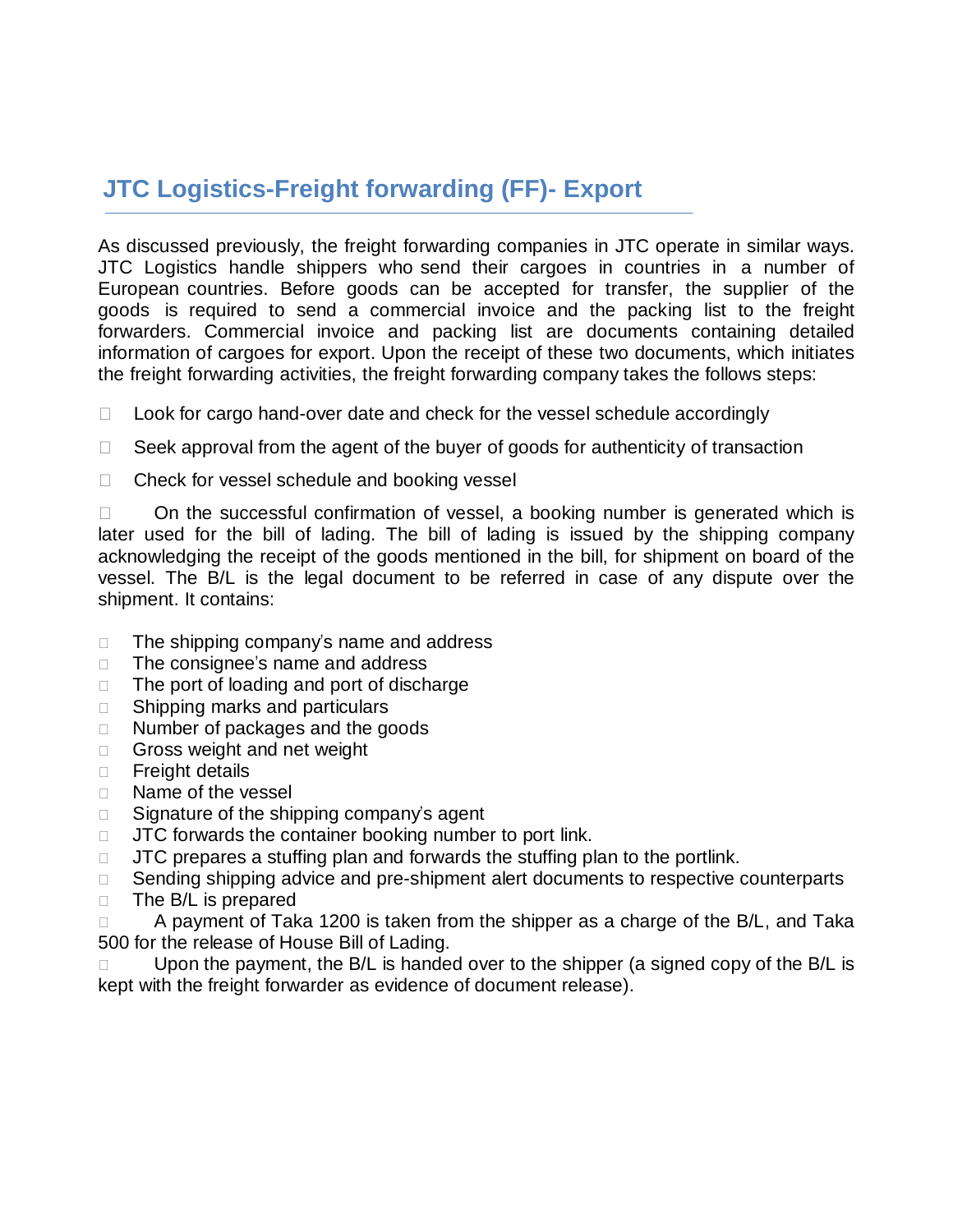## JTC Logistics-Freight forwarding (FF)- Export

As discussed previously, the freight forwarding companies in JTC operate in similar ways. JTC Logistics handle shippers who send their cargoes in countries in a number of European countries. Before goods can be accepted for transfer, the supplier of the goods is required to send a commercial invoice and the packing list to the freight forwarders. Commercial invoice and packing list are documents containing detailed information of cargoes for export. Upon the receipt of these two documents, which initiates the freight forwarding activities, the freight forwarding company takes the follows steps:

- Look for cargo hand-over date and check for the vessel schedule accordingly
- Seek approval from the agent of the buyer of goods for authenticity of transaction
- Check for vessel schedule and booking vessel
- On the successful confirmation of vessel, a booking number is generated which is later used for the bill of lading. The bill of lading is issued by the shipping company acknowledging the receipt of the goods mentioned in the bill, for shipment on board of the vessel. The B/L is the legal document to be referred in case of any dispute over the shipment. It contains:

- The shipping company's name and address
- The consignee's name and address
- The port of loading and port of discharge
- Shipping marks and particulars
- Number of packages and the goods
- Gross weight and net weight
- Freight details
- Name of the vessel
- Signature of the shipping company's agent
- JTC forwards the container booking number to port link.
- JTC prepares a stuffing plan and forwards the stuffing plan to the portlink.
- Sending shipping advice and pre-shipment alert documents to respective counterparts
- The B/L is prepared
- A payment of Taka 1200 is taken from the shipper as a charge of the B/L, and Taka 500 for the release of House Bill of Lading.
- Upon the payment, the B/L is handed over to the shipper (a signed copy of the B/L is kept with the freight forwarder as evidence of document release).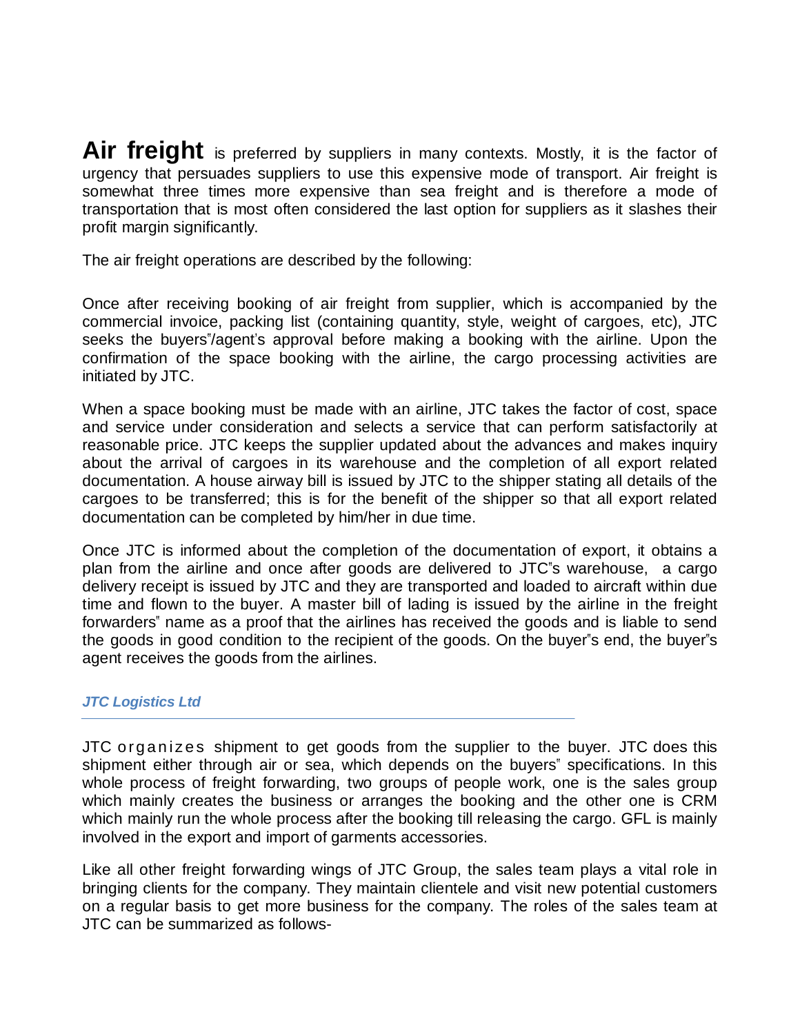**Air freight** is preferred by suppliers in many contexts. Mostly, it is the factor of urgency that persuades suppliers to use this expensive mode of transport. Air freight is somewhat three times more expensive than sea freight and is therefore a mode of transportation that is most often considered the last option for suppliers as it slashes their profit margin significantly.

The air freight operations are described by the following:

Once after receiving booking of air freight from supplier, which is accompanied by the commercial invoice, packing list (containing quantity, style, weight of cargoes, etc), JTC seeks the buyers"/agent's approval before making a booking with the airline. Upon the confirmation of the space booking with the airline, the cargo processing activities are initiated by JTC.

When a space booking must be made with an airline, JTC takes the factor of cost, space and service under consideration and selects a service that can perform satisfactorily at reasonable price. JTC keeps the supplier updated about the advances and makes inquiry about the arrival of cargoes in its warehouse and the completion of all export related documentation. A house airway bill is issued by JTC to the shipper stating all details of the cargoes to be transferred; this is for the benefit of the shipper so that all export related documentation can be completed by him/her in due time.

Once JTC is informed about the completion of the documentation of export, it obtains a plan from the airline and once after goods are delivered to JTC"s warehouse, a cargo delivery receipt is issued by JTC and they are transported and loaded to aircraft within due time and flown to the buyer. A master bill of lading is issued by the airline in the freight forwarders" name as a proof that the airlines has received the goods and is liable to send the goods in good condition to the recipient of the goods. On the buyer"s end, the buyer"s agent receives the goods from the airlines.

### *JTC Logistics Ltd*

JTC organizes shipment to get goods from the supplier to the buyer. JTC does this shipment either through air or sea, which depends on the buyers" specifications. In this whole process of freight forwarding, two groups of people work, one is the sales group which mainly creates the business or arranges the booking and the other one is CRM which mainly run the whole process after the booking till releasing the cargo. GFL is mainly involved in the export and import of garments accessories.

Like all other freight forwarding wings of JTC Group, the sales team plays a vital role in bringing clients for the company. They maintain clientele and visit new potential customers on a regular basis to get more business for the company. The roles of the sales team at JTC can be summarized as follows-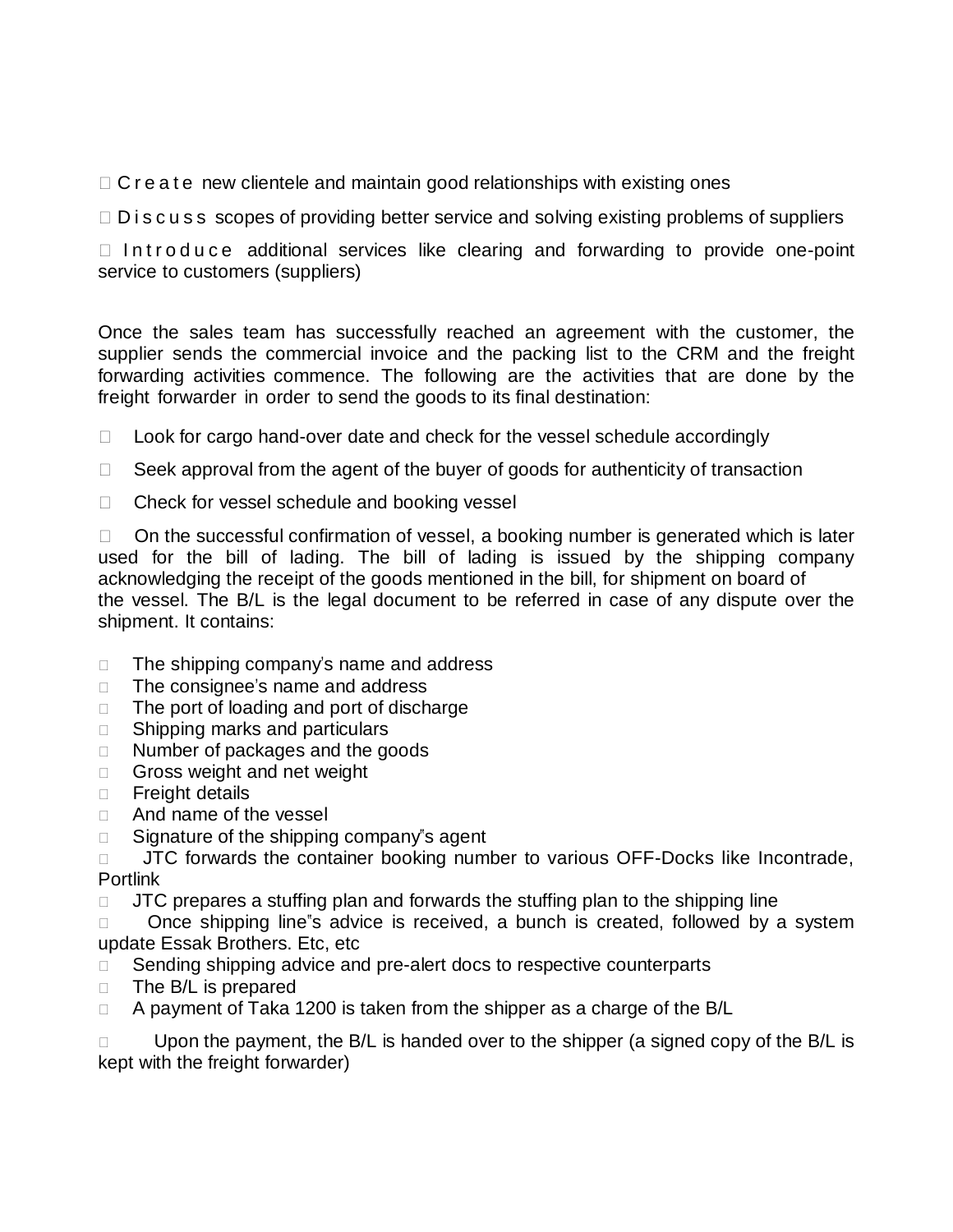- Create new clientele and maintain good relationships with existing ones
- Discuss scopes of providing better service and solving existing problems of suppliers
- Introduce additional services like clearing and forwarding to provide one-point service to customers (suppliers)

Once the sales team has successfully reached an agreement with the customer, the supplier sends the commercial invoice and the packing list to the CRM and the freight forwarding activities commence. The following are the activities that are done by the freight forwarder in order to send the goods to its final destination:

- Look for cargo hand-over date and check for the vessel schedule accordingly
- Seek approval from the agent of the buyer of goods for authenticity of transaction
- Check for vessel schedule and booking vessel
- On the successful confirmation of vessel, a booking number is generated which is later used for the bill of lading. The bill of lading is issued by the shipping company acknowledging the receipt of the goods mentioned in the bill, for shipment on board of the vessel. The B/L is the legal document to be referred in case of any dispute over the shipment. It contains:

- The shipping company's name and address
- The consignee's name and address
- The port of loading and port of discharge
- Shipping marks and particulars
- Number of packages and the goods
- Gross weight and net weight
- Freight details
- And name of the vessel
- Signature of the shipping company"s agent
- JTC forwards the container booking number to various OFF-Docks like Incontrade, Portlink
- JTC prepares a stuffing plan and forwards the stuffing plan to the shipping line
- Once shipping line"s advice is received, a bunch is created, followed by a system update Essak Brothers. Etc, etc
- Sending shipping advice and pre-alert docs to respective counterparts
- The B/L is prepared
- A payment of Taka 1200 is taken from the shipper as a charge of the B/L
- Upon the payment, the B/L is handed over to the shipper (a signed copy of the B/L is kept with the freight forwarder)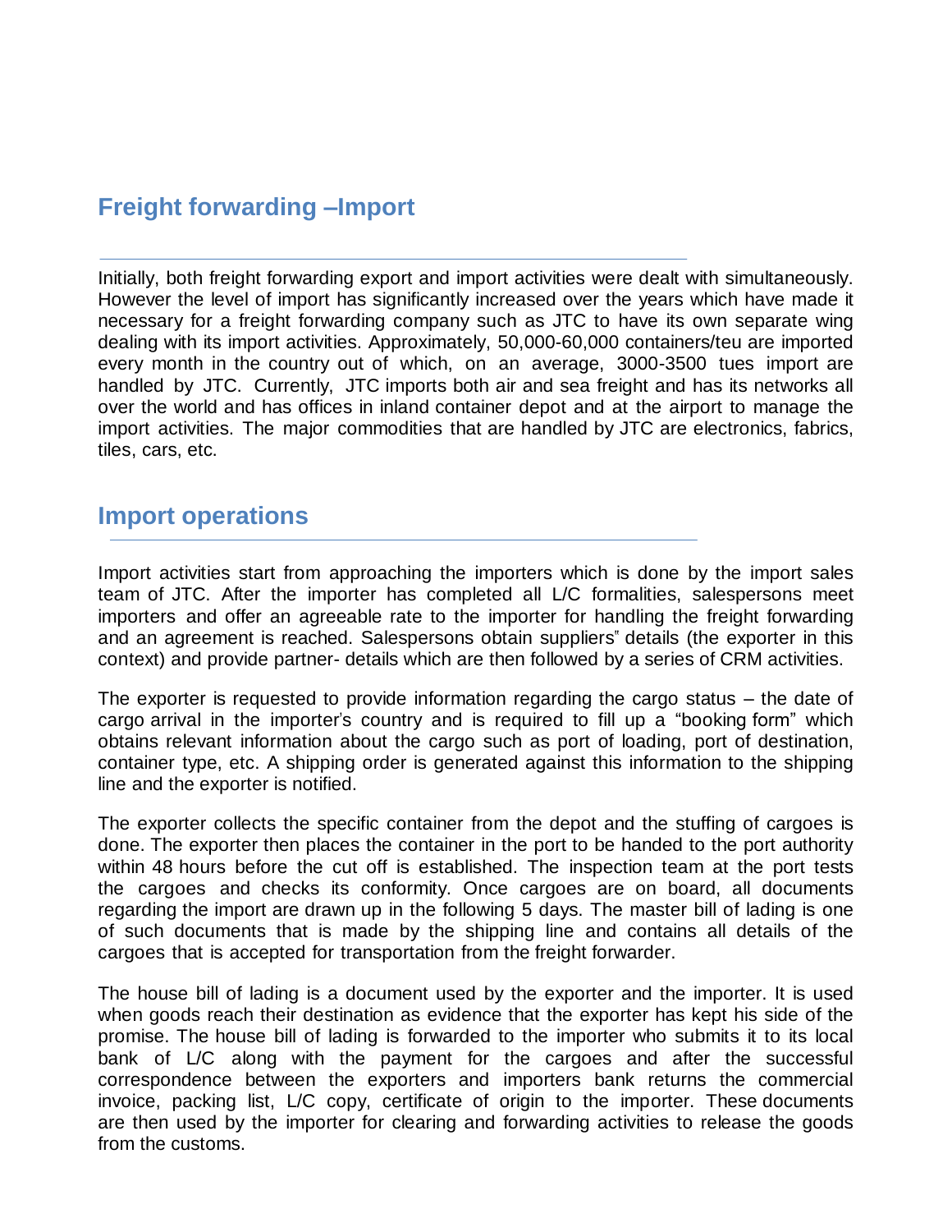## Freight forwarding –Import

Initially, both freight forwarding export and import activities were dealt with simultaneously. However the level of import has significantly increased over the years which have made it necessary for a freight forwarding company such as JTC to have its own separate wing dealing with its import activities. Approximately, 50,000-60,000 containers/teu are imported every month in the country out of which, on an average, 3000-3500 tues import are handled by JTC. Currently, JTC imports both air and sea freight and has its networks all over the world and has offices in inland container depot and at the airport to manage the import activities. The major commodities that are handled by JTC are electronics, fabrics, tiles, cars, etc.

## Import operations

Import activities start from approaching the importers which is done by the import sales team of JTC. After the importer has completed all L/C formalities, salespersons meet importers and offer an agreeable rate to the importer for handling the freight forwarding and an agreement is reached. Salespersons obtain suppliers" details (the exporter in this context) and provide partner- details which are then followed by a series of CRM activities.

The exporter is requested to provide information regarding the cargo status – the date of cargo arrival in the importer's country and is required to fill up a "booking form" which obtains relevant information about the cargo such as port of loading, port of destination, container type, etc. A shipping order is generated against this information to the shipping line and the exporter is notified.

The exporter collects the specific container from the depot and the stuffing of cargoes is done. The exporter then places the container in the port to be handed to the port authority within 48 hours before the cut off is established. The inspection team at the port tests the cargoes and checks its conformity. Once cargoes are on board, all documents regarding the import are drawn up in the following 5 days. The master bill of lading is one of such documents that is made by the shipping line and contains all details of the cargoes that is accepted for transportation from the freight forwarder.

The house bill of lading is a document used by the exporter and the importer. It is used when goods reach their destination as evidence that the exporter has kept his side of the promise. The house bill of lading is forwarded to the importer who submits it to its local bank of L/C along with the payment for the cargoes and after the successful correspondence between the exporters and importers bank returns the commercial invoice, packing list, L/C copy, certificate of origin to the importer. These documents are then used by the importer for clearing and forwarding activities to release the goods from the customs.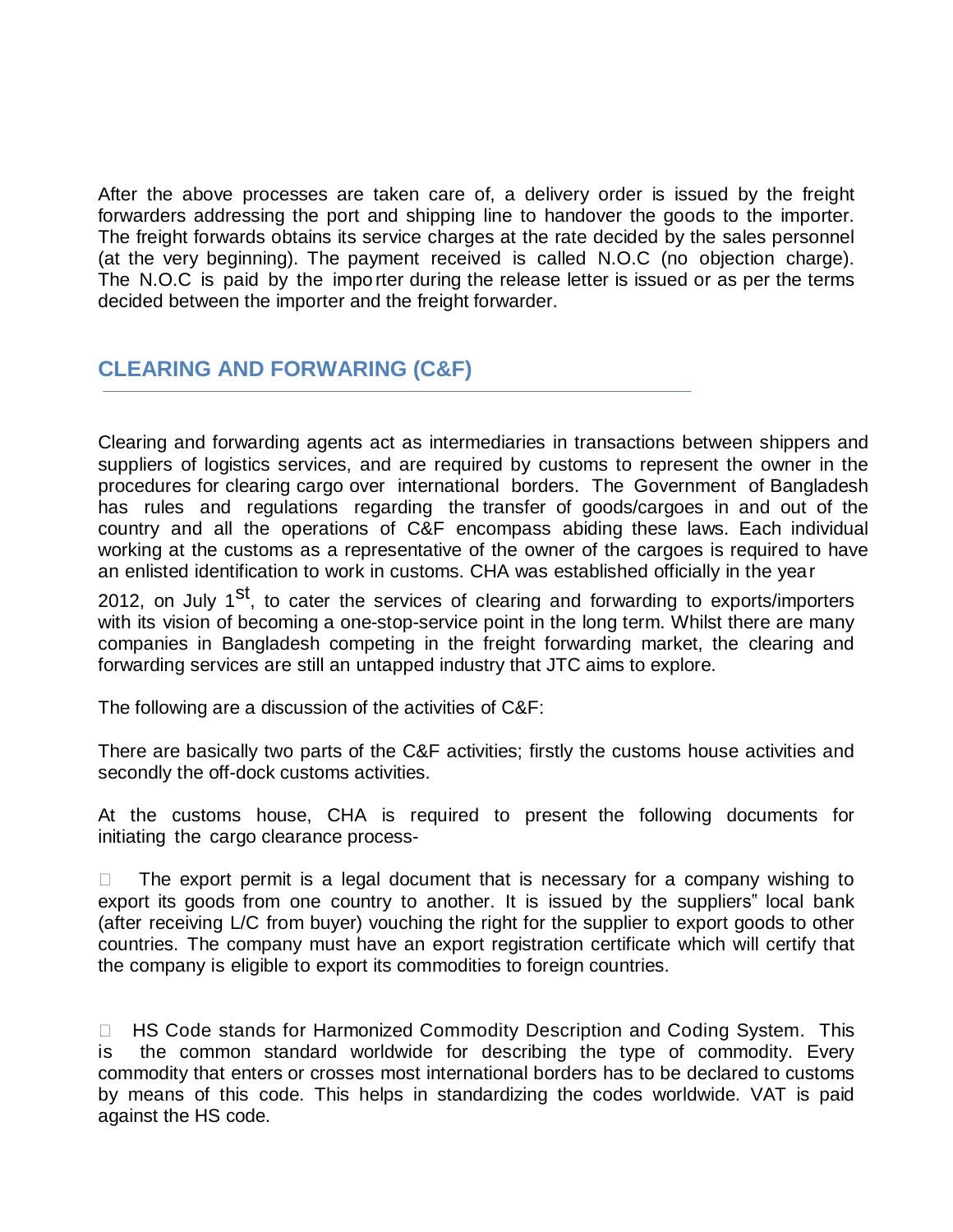After the above processes are taken care of, a delivery order is issued by the freight forwarders addressing the port and shipping line to handover the goods to the importer. The freight forwards obtains its service charges at the rate decided by the sales personnel (at the very beginning). The payment received is called N.O.C (no objection charge). The N.O.C is paid by the importer during the release letter is issued or as per the terms decided between the importer and the freight forwarder.

## CLEARING AND FORWARING (C&F)

Clearing and forwarding agents act as intermediaries in transactions between shippers and suppliers of logistics services, and are required by customs to represent the owner in the procedures for clearing cargo over international borders. The Government of Bangladesh has rules and regulations regarding the transfer of goods/cargoes in and out of the country and all the operations of C&F encompass abiding these laws. Each individual working at the customs as a representative of the owner of the cargoes is required to have an enlisted identification to work in customs. CHA was established officially in the year 2012, on July 1st, to cater the services of clearing and forwarding to exports/importers with its vision of becoming a one-stop-service point in the long term. Whilst there are many companies in Bangladesh competing in the freight forwarding market, the clearing and forwarding services are still an untapped industry that JTC aims to explore.

The following are a discussion of the activities of C&F:

There are basically two parts of the C&F activities; firstly the customs house activities and secondly the off-dock customs activities.

At the customs house, CHA is required to present the following documents for initiating the cargo clearance process-

- The export permit is a legal document that is necessary for a company wishing to export its goods from one country to another. It is issued by the suppliers" local bank (after receiving L/C from buyer) vouching the right for the supplier to export goods to other countries. The company must have an export registration certificate which will certify that the company is eligible to export its commodities to foreign countries.

- HS Code stands for Harmonized Commodity Description and Coding System. This is the common standard worldwide for describing the type of commodity. Every commodity that enters or crosses most international borders has to be declared to customs by means of this code. This helps in standardizing the codes worldwide. VAT is paid against the HS code.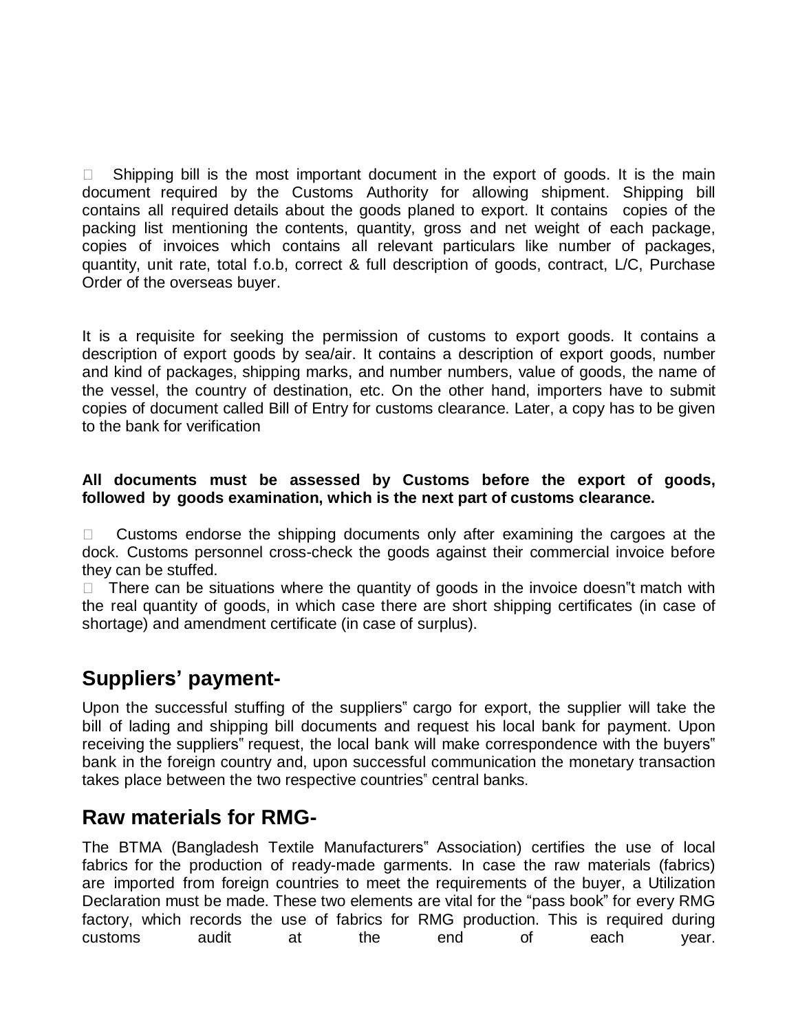- Shipping bill is the most important document in the export of goods. It is the main document required by the Customs Authority for allowing shipment. Shipping bill contains all required details about the goods planed to export. It contains copies of the packing list mentioning the contents, quantity, gross and net weight of each package, copies of invoices which contains all relevant particulars like number of packages, quantity, unit rate, total f.o.b, correct & full description of goods, contract, L/C, Purchase Order of the overseas buyer.

It is a requisite for seeking the permission of customs to export goods. It contains a description of export goods by sea/air. It contains a description of export goods, number and kind of packages, shipping marks, and number numbers, value of goods, the name of the vessel, the country of destination, etc. On the other hand, importers have to submit copies of document called Bill of Entry for customs clearance. Later, a copy has to be given to the bank for verification

**All documents must be assessed by Customs before the export of goods, followed by goods examination, which is the next part of customs clearance.**

- Customs endorse the shipping documents only after examining the cargoes at the dock. Customs personnel cross-check the goods against their commercial invoice before they can be stuffed.
- There can be situations where the quantity of goods in the invoice doesn"t match with the real quantity of goods, in which case there are short shipping certificates (in case of shortage) and amendment certificate (in case of surplus).

## Suppliers' payment-

Upon the successful stuffing of the suppliers" cargo for export, the supplier will take the bill of lading and shipping bill documents and request his local bank for payment. Upon receiving the suppliers" request, the local bank will make correspondence with the buyers" bank in the foreign country and, upon successful communication the monetary transaction takes place between the two respective countries" central banks.

## Raw materials for RMG-

The BTMA (Bangladesh Textile Manufacturers" Association) certifies the use of local fabrics for the production of ready-made garments. In case the raw materials (fabrics) are imported from foreign countries to meet the requirements of the buyer, a Utilization Declaration must be made. These two elements are vital for the "pass book" for every RMG factory, which records the use of fabrics for RMG production. This is required during customs audit at the end of each year.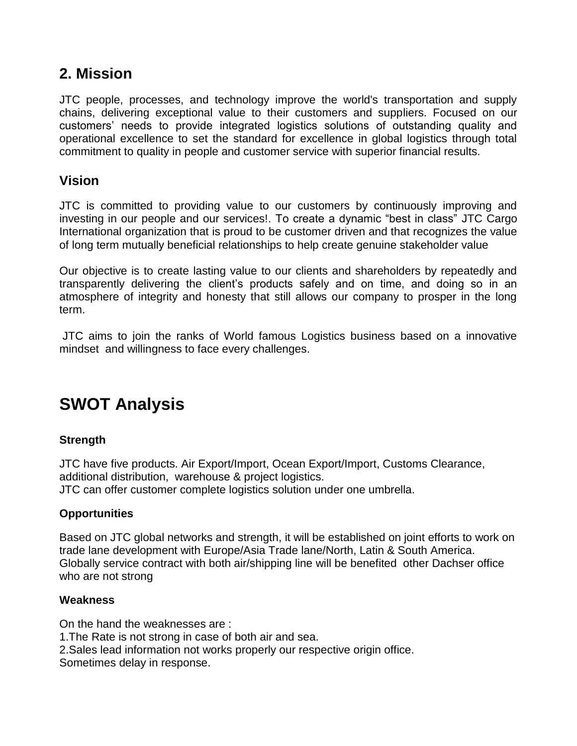## 2. Mission

JTC people, processes, and technology improve the world's transportation and supply chains, delivering exceptional value to their customers and suppliers. Focused on our customers' needs to provide integrated logistics solutions of outstanding quality and operational excellence to set the standard for excellence in global logistics through total commitment to quality in people and customer service with superior financial results.

## Vision

JTC is committed to providing value to our customers by continuously improving and investing in our people and our services!. To create a dynamic "best in class" JTC Cargo International organization that is proud to be customer driven and that recognizes the value of long term mutually beneficial relationships to help create genuine stakeholder value

Our objective is to create lasting value to our clients and shareholders by repeatedly and transparently delivering the client's products safely and on time, and doing so in an atmosphere of integrity and honesty that still allows our company to prosper in the long term.

JTC aims to join the ranks of World famous Logistics business based on a innovative mindset and willingness to face every challenges.

# SWOT Analysis

### Strength

JTC have five products. Air Export/Import, Ocean Export/Import, Customs Clearance, additional distribution, warehouse & project logistics.
JTC can offer customer complete logistics solution under one umbrella.

### Opportunities

Based on JTC global networks and strength, it will be established on joint efforts to work on trade lane development with Europe/Asia Trade lane/North, Latin & South America.
Globally service contract with both air/shipping line will be benefited other Dachser office who are not strong

### Weakness

On the hand the weaknesses are :
1.The Rate is not strong in case of both air and sea.
2.Sales lead information not works properly our respective origin office.
Sometimes delay in response.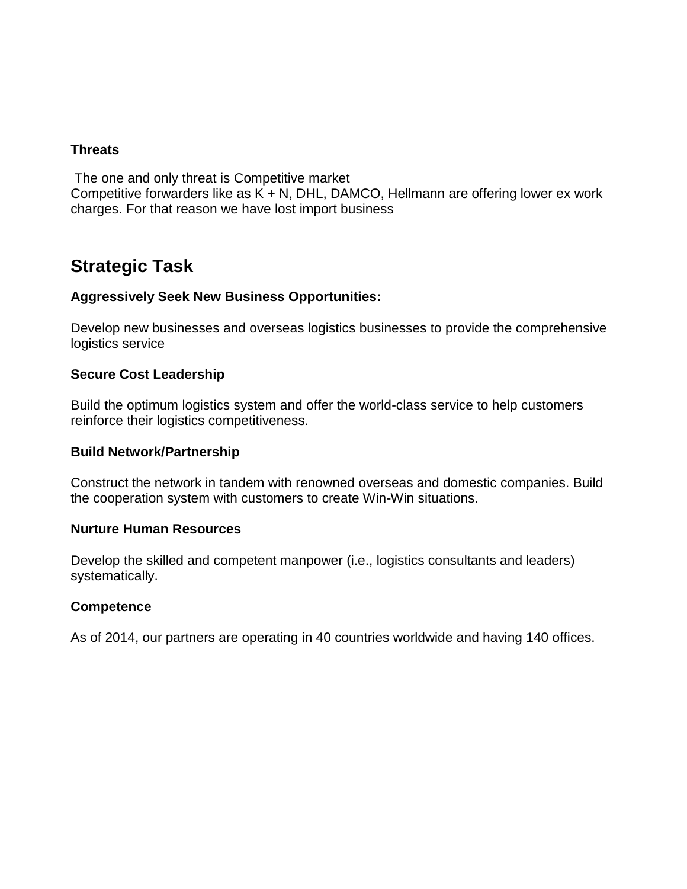**Threats**

The one and only threat is Competitive market
Competitive forwarders like as K + N, DHL, DAMCO, Hellmann are offering lower ex work charges. For that reason we have lost import business

## Strategic Task

**Aggressively Seek New Business Opportunities:**

Develop new businesses and overseas logistics businesses to provide the comprehensive logistics service

**Secure Cost Leadership**

Build the optimum logistics system and offer the world-class service to help customers reinforce their logistics competitiveness.

**Build Network/Partnership**

Construct the network in tandem with renowned overseas and domestic companies. Build the cooperation system with customers to create Win-Win situations.

**Nurture Human Resources**

Develop the skilled and competent manpower (i.e., logistics consultants and leaders) systematically.

**Competence**

As of 2014, our partners are operating in 40 countries worldwide and having 140 offices.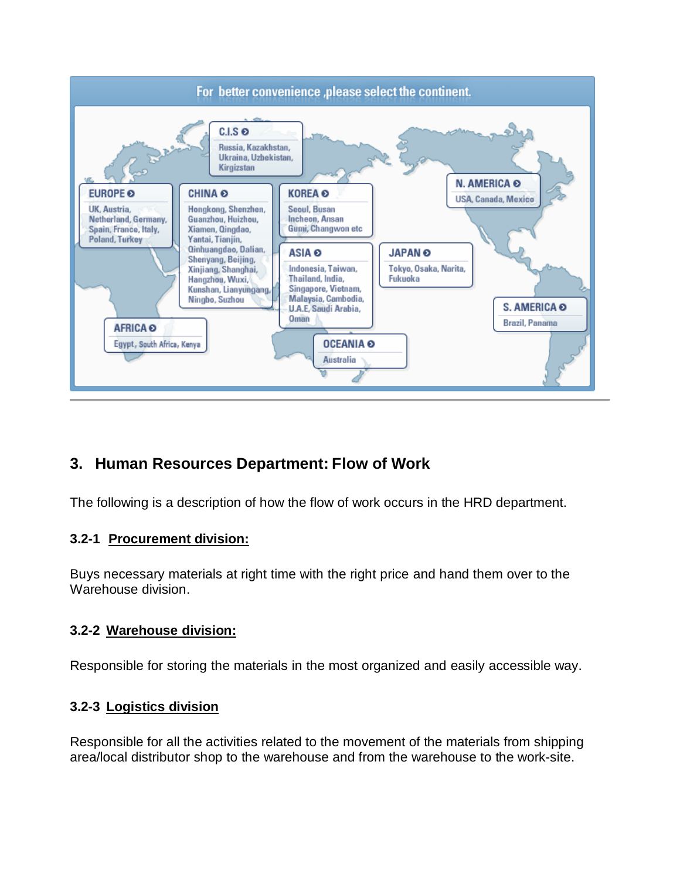For better convenience, please select the continent.

- **C.I.S** – Russia, Kazakhstan, Ukraina, Uzbekistan, Kirgizstan
- **EUROPE** – UK, Austria, Netherland, Germany, Spain, France, Italy, Poland, Turkey
- **CHINA** – Hongkong, Shenzhen, Guanzhou, Huizhou, Xiamen, Qingdao, Yantai, Tianjin, Qinhuangdao, Dalian, Shenyang, Beijing, Xinjiang, Shanghai, Hangzhou, Wuxi, Kunshan, Lianyungang, Ningbo, Suzhou
- **KOREA** – Seoul, Busan, Incheon, Ansan, Gumi, Changwon etc
- **ASIA** – Indonesia, Taiwan, Thailand, India, Singapore, Vietnam, Malaysia, Cambodia, U.A.E, Saudi Arabia, Oman
- **JAPAN** – Tokyo, Osaka, Narita, Fukuoka
- **N. AMERICA** – USA, Canada, Mexico
- **S. AMERICA** – Brazil, Panama
- **AFRICA** – Egypt, South Africa, Kenya
- **OCEANIA** – Australia

## 3. Human Resources Department: Flow of Work

The following is a description of how the flow of work occurs in the HRD department.

### 3.2-1 <u>Procurement division:</u>

Buys necessary materials at right time with the right price and hand them over to the Warehouse division.

### 3.2-2 <u>Warehouse division:</u>

Responsible for storing the materials in the most organized and easily accessible way.

### 3.2-3 <u>Logistics division</u>

Responsible for all the activities related to the movement of the materials from shipping area/local distributor shop to the warehouse and from the warehouse to the work-site.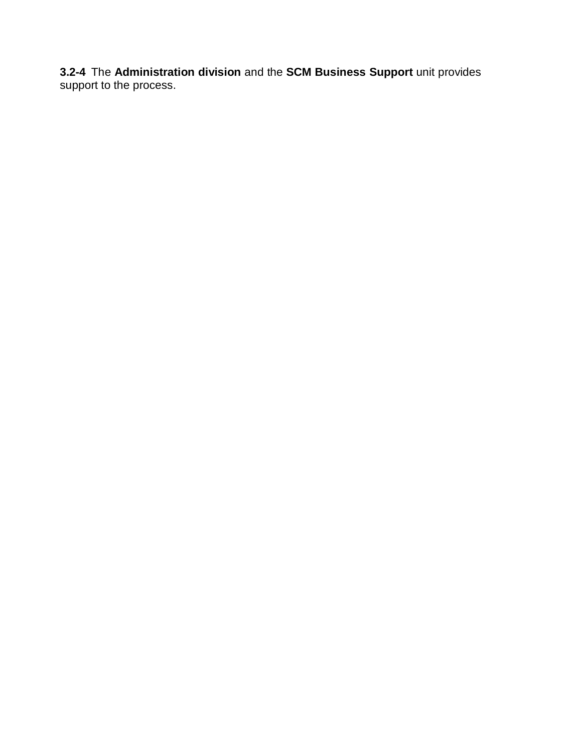**3.2-4** The **Administration division** and the **SCM Business Support** unit provides support to the process.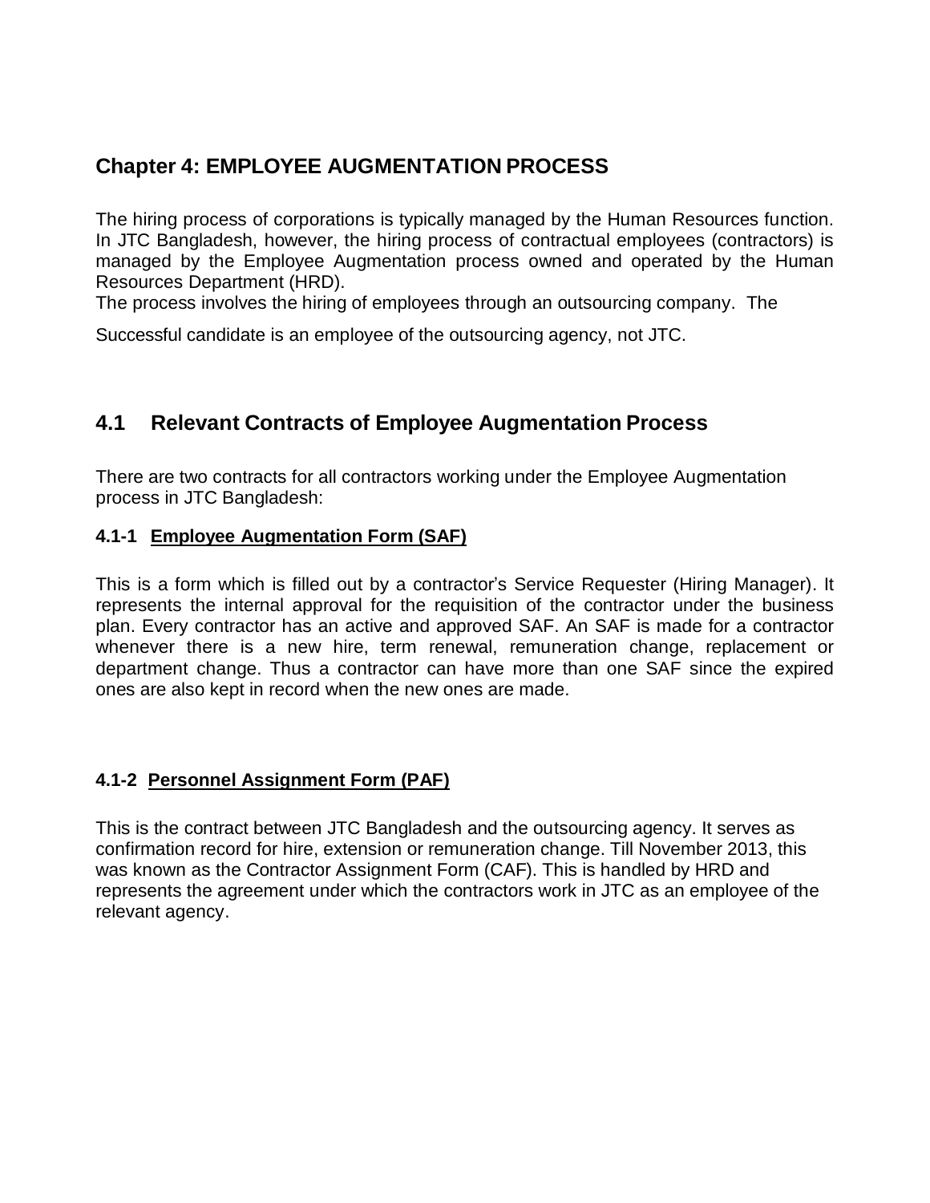## Chapter 4: EMPLOYEE AUGMENTATION PROCESS

The hiring process of corporations is typically managed by the Human Resources function. In JTC Bangladesh, however, the hiring process of contractual employees (contractors) is managed by the Employee Augmentation process owned and operated by the Human Resources Department (HRD).

The process involves the hiring of employees through an outsourcing company. The

Successful candidate is an employee of the outsourcing agency, not JTC.

## 4.1 Relevant Contracts of Employee Augmentation Process

There are two contracts for all contractors working under the Employee Augmentation process in JTC Bangladesh:

### 4.1-1 Employee Augmentation Form (SAF)

This is a form which is filled out by a contractor's Service Requester (Hiring Manager). It represents the internal approval for the requisition of the contractor under the business plan. Every contractor has an active and approved SAF. An SAF is made for a contractor whenever there is a new hire, term renewal, remuneration change, replacement or department change. Thus a contractor can have more than one SAF since the expired ones are also kept in record when the new ones are made.

### 4.1-2 Personnel Assignment Form (PAF)

This is the contract between JTC Bangladesh and the outsourcing agency. It serves as confirmation record for hire, extension or remuneration change. Till November 2013, this was known as the Contractor Assignment Form (CAF). This is handled by HRD and represents the agreement under which the contractors work in JTC as an employee of the relevant agency.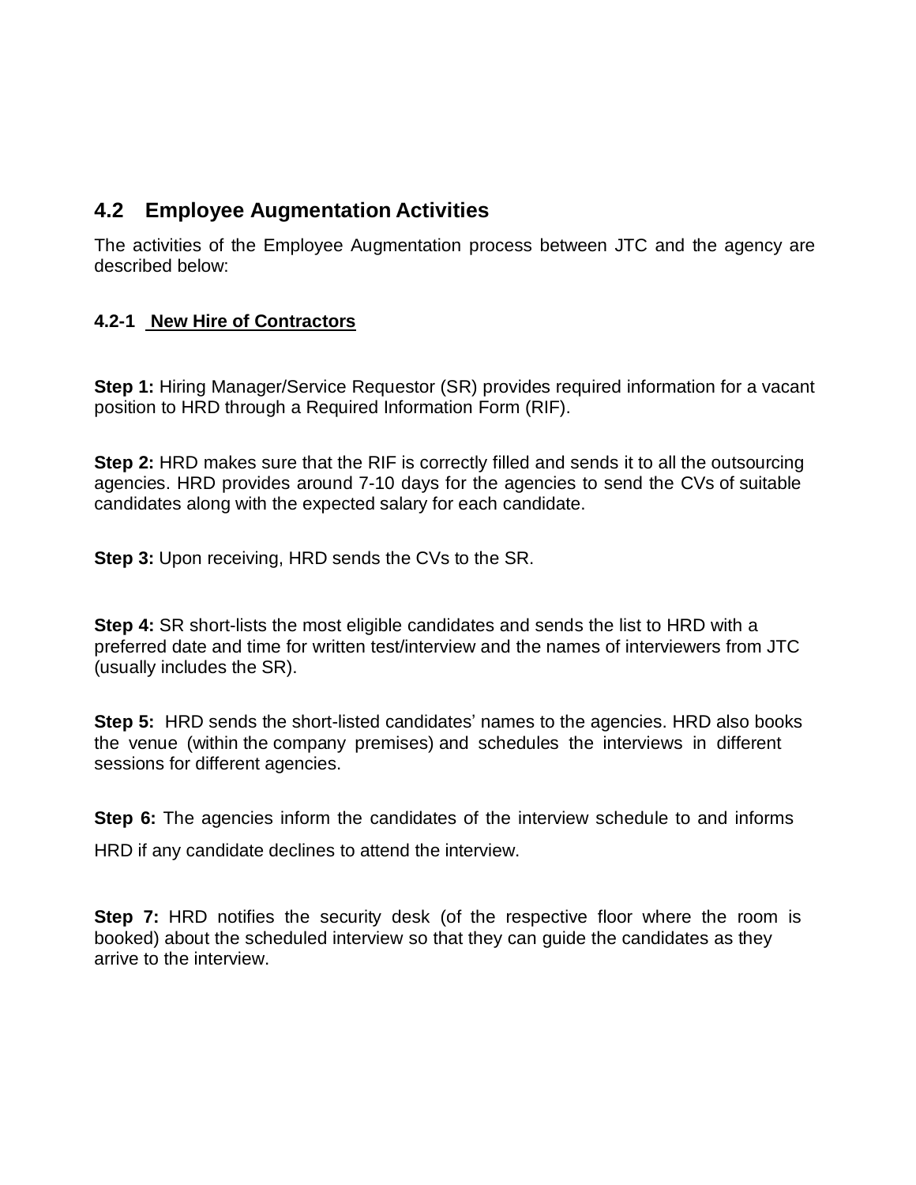## 4.2 Employee Augmentation Activities

The activities of the Employee Augmentation process between JTC and the agency are described below:

### 4.2-1 New Hire of Contractors

**Step 1:** Hiring Manager/Service Requestor (SR) provides required information for a vacant position to HRD through a Required Information Form (RIF).

**Step 2:** HRD makes sure that the RIF is correctly filled and sends it to all the outsourcing agencies. HRD provides around 7-10 days for the agencies to send the CVs of suitable candidates along with the expected salary for each candidate.

**Step 3:** Upon receiving, HRD sends the CVs to the SR.

**Step 4:** SR short-lists the most eligible candidates and sends the list to HRD with a preferred date and time for written test/interview and the names of interviewers from JTC (usually includes the SR).

**Step 5:** HRD sends the short-listed candidates' names to the agencies. HRD also books the venue (within the company premises) and schedules the interviews in different sessions for different agencies.

**Step 6:** The agencies inform the candidates of the interview schedule to and informs HRD if any candidate declines to attend the interview.

**Step 7:** HRD notifies the security desk (of the respective floor where the room is booked) about the scheduled interview so that they can guide the candidates as they arrive to the interview.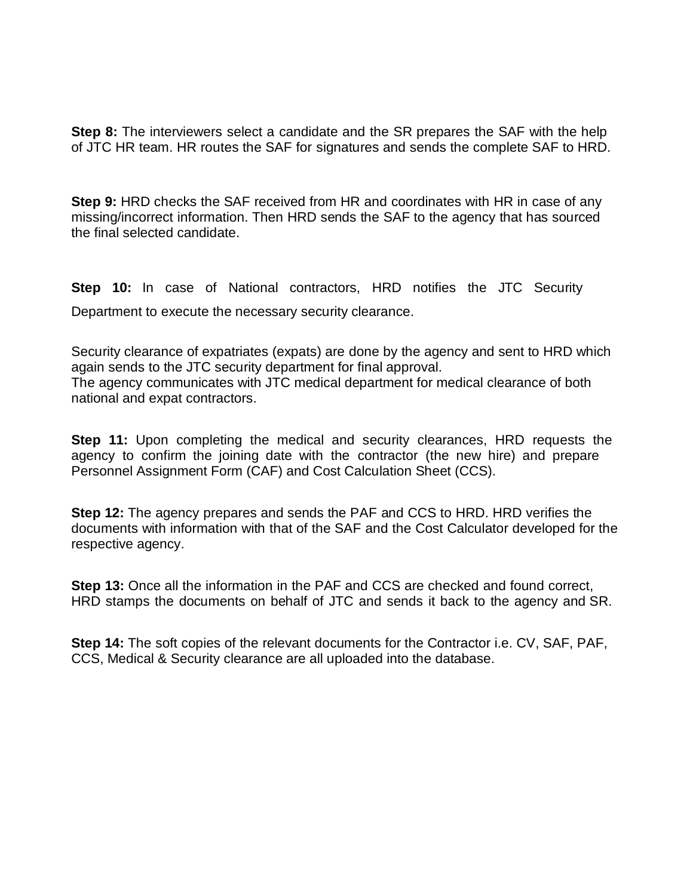**Step 8:** The interviewers select a candidate and the SR prepares the SAF with the help of JTC HR team. HR routes the SAF for signatures and sends the complete SAF to HRD.

**Step 9:** HRD checks the SAF received from HR and coordinates with HR in case of any missing/incorrect information. Then HRD sends the SAF to the agency that has sourced the final selected candidate.

**Step 10:** In case of National contractors, HRD notifies the JTC Security Department to execute the necessary security clearance.

Security clearance of expatriates (expats) are done by the agency and sent to HRD which again sends to the JTC security department for final approval.
The agency communicates with JTC medical department for medical clearance of both national and expat contractors.

**Step 11:** Upon completing the medical and security clearances, HRD requests the agency to confirm the joining date with the contractor (the new hire) and prepare Personnel Assignment Form (CAF) and Cost Calculation Sheet (CCS).

**Step 12:** The agency prepares and sends the PAF and CCS to HRD. HRD verifies the documents with information with that of the SAF and the Cost Calculator developed for the respective agency.

**Step 13:** Once all the information in the PAF and CCS are checked and found correct, HRD stamps the documents on behalf of JTC and sends it back to the agency and SR.

**Step 14:** The soft copies of the relevant documents for the Contractor i.e. CV, SAF, PAF, CCS, Medical & Security clearance are all uploaded into the database.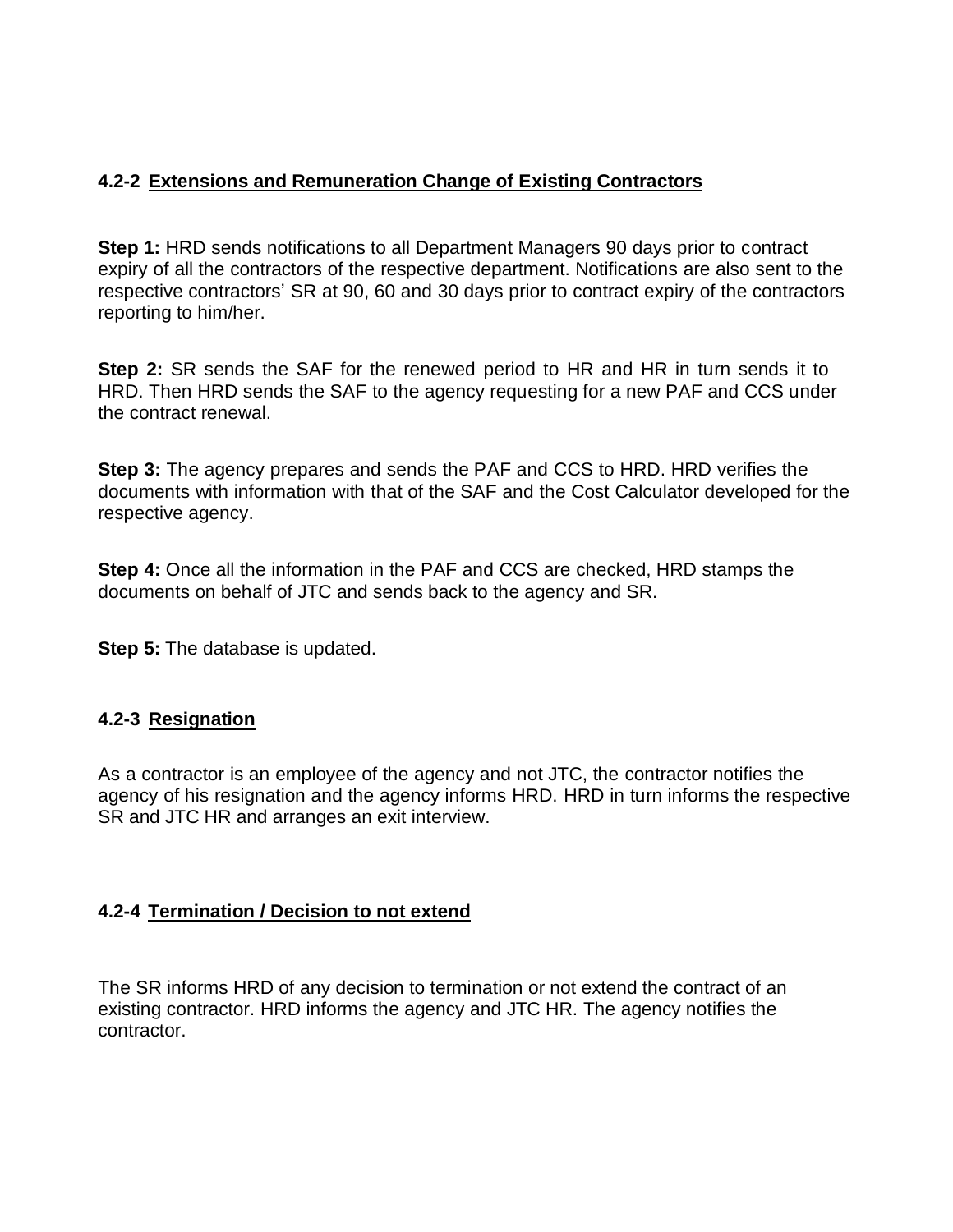### 4.2-2 Extensions and Remuneration Change of Existing Contractors

**Step 1:** HRD sends notifications to all Department Managers 90 days prior to contract expiry of all the contractors of the respective department. Notifications are also sent to the respective contractors' SR at 90, 60 and 30 days prior to contract expiry of the contractors reporting to him/her.

**Step 2:** SR sends the SAF for the renewed period to HR and HR in turn sends it to HRD. Then HRD sends the SAF to the agency requesting for a new PAF and CCS under the contract renewal.

**Step 3:** The agency prepares and sends the PAF and CCS to HRD. HRD verifies the documents with information with that of the SAF and the Cost Calculator developed for the respective agency.

**Step 4:** Once all the information in the PAF and CCS are checked, HRD stamps the documents on behalf of JTC and sends back to the agency and SR.

**Step 5:** The database is updated.

### 4.2-3 Resignation

As a contractor is an employee of the agency and not JTC, the contractor notifies the agency of his resignation and the agency informs HRD. HRD in turn informs the respective SR and JTC HR and arranges an exit interview.

### 4.2-4 Termination / Decision to not extend

The SR informs HRD of any decision to termination or not extend the contract of an existing contractor. HRD informs the agency and JTC HR. The agency notifies the contractor.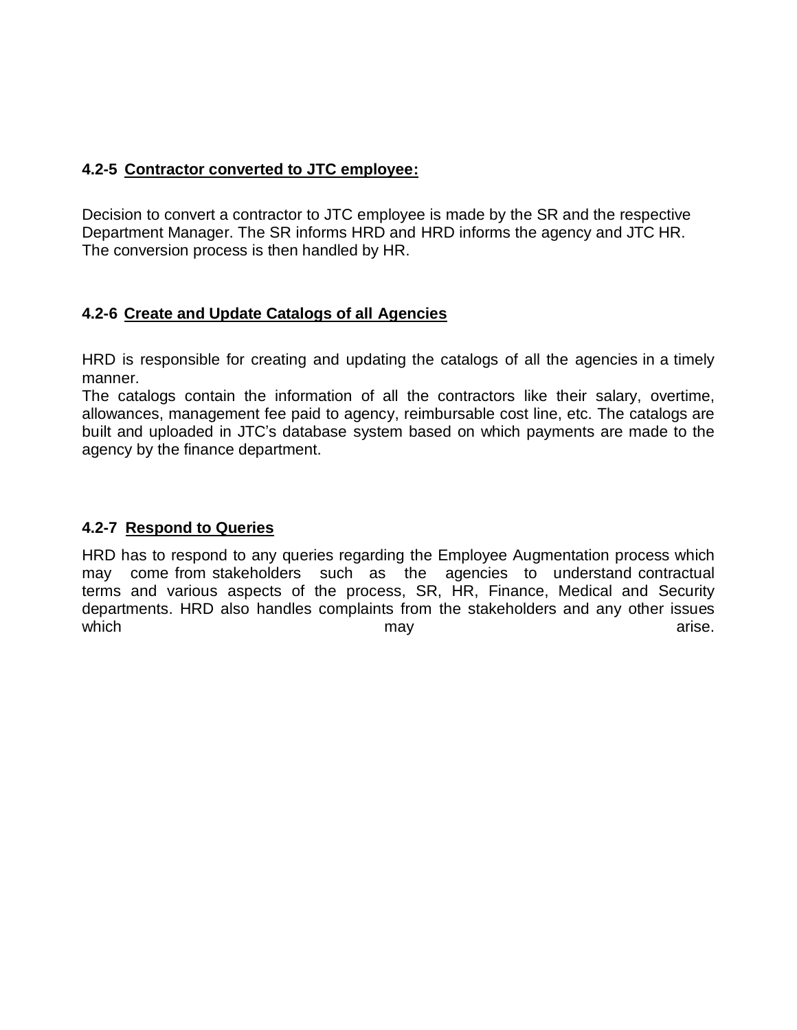#### 4.2-5 Contractor converted to JTC employee:

Decision to convert a contractor to JTC employee is made by the SR and the respective Department Manager. The SR informs HRD and HRD informs the agency and JTC HR. The conversion process is then handled by HR.

#### 4.2-6 Create and Update Catalogs of all Agencies

HRD is responsible for creating and updating the catalogs of all the agencies in a timely manner.

The catalogs contain the information of all the contractors like their salary, overtime, allowances, management fee paid to agency, reimbursable cost line, etc. The catalogs are built and uploaded in JTC's database system based on which payments are made to the agency by the finance department.

#### 4.2-7 Respond to Queries

HRD has to respond to any queries regarding the Employee Augmentation process which may come from stakeholders such as the agencies to understand contractual terms and various aspects of the process, SR, HR, Finance, Medical and Security departments. HRD also handles complaints from the stakeholders and any other issues which may arise.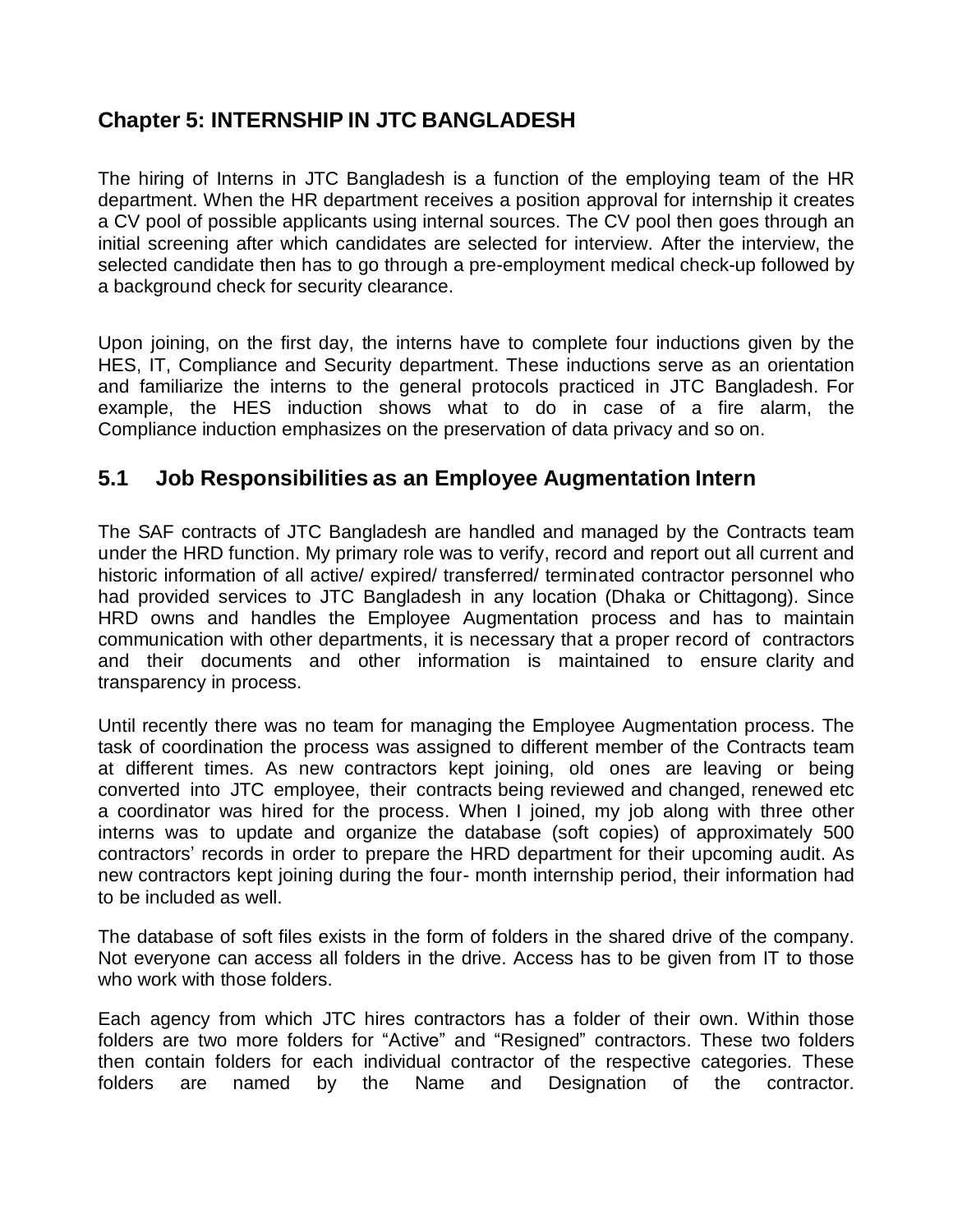## Chapter 5: INTERNSHIP IN JTC BANGLADESH

The hiring of Interns in JTC Bangladesh is a function of the employing team of the HR department. When the HR department receives a position approval for internship it creates a CV pool of possible applicants using internal sources. The CV pool then goes through an initial screening after which candidates are selected for interview. After the interview, the selected candidate then has to go through a pre-employment medical check-up followed by a background check for security clearance.

Upon joining, on the first day, the interns have to complete four inductions given by the HES, IT, Compliance and Security department. These inductions serve as an orientation and familiarize the interns to the general protocols practiced in JTC Bangladesh. For example, the HES induction shows what to do in case of a fire alarm, the Compliance induction emphasizes on the preservation of data privacy and so on.

### 5.1 Job Responsibilities as an Employee Augmentation Intern

The SAF contracts of JTC Bangladesh are handled and managed by the Contracts team under the HRD function. My primary role was to verify, record and report out all current and historic information of all active/ expired/ transferred/ terminated contractor personnel who had provided services to JTC Bangladesh in any location (Dhaka or Chittagong). Since HRD owns and handles the Employee Augmentation process and has to maintain communication with other departments, it is necessary that a proper record of contractors and their documents and other information is maintained to ensure clarity and transparency in process.

Until recently there was no team for managing the Employee Augmentation process. The task of coordination the process was assigned to different member of the Contracts team at different times. As new contractors kept joining, old ones are leaving or being converted into JTC employee, their contracts being reviewed and changed, renewed etc a coordinator was hired for the process. When I joined, my job along with three other interns was to update and organize the database (soft copies) of approximately 500 contractors' records in order to prepare the HRD department for their upcoming audit. As new contractors kept joining during the four- month internship period, their information had to be included as well.

The database of soft files exists in the form of folders in the shared drive of the company. Not everyone can access all folders in the drive. Access has to be given from IT to those who work with those folders.

Each agency from which JTC hires contractors has a folder of their own. Within those folders are two more folders for "Active" and "Resigned" contractors. These two folders then contain folders for each individual contractor of the respective categories. These folders are named by the Name and Designation of the contractor.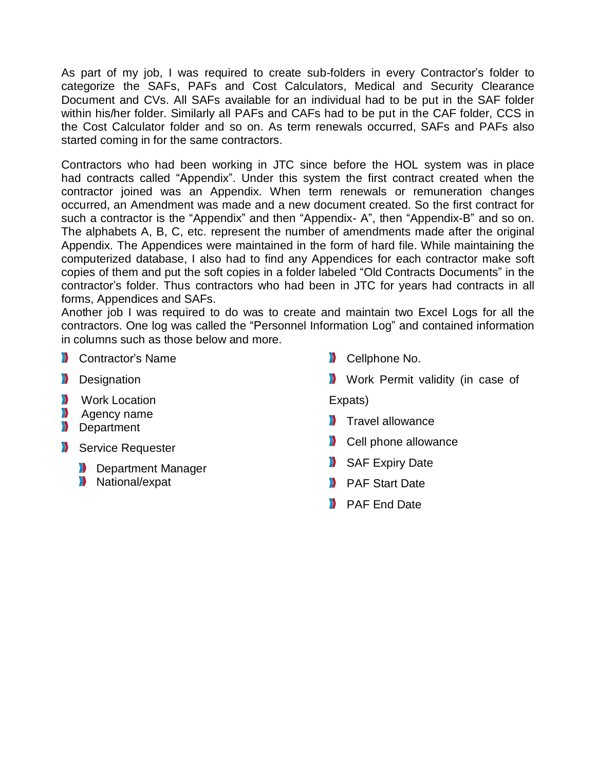As part of my job, I was required to create sub-folders in every Contractor's folder to categorize the SAFs, PAFs and Cost Calculators, Medical and Security Clearance Document and CVs. All SAFs available for an individual had to be put in the SAF folder within his/her folder. Similarly all PAFs and CAFs had to be put in the CAF folder, CCS in the Cost Calculator folder and so on. As term renewals occurred, SAFs and PAFs also started coming in for the same contractors.

Contractors who had been working in JTC since before the HOL system was in place had contracts called "Appendix". Under this system the first contract created when the contractor joined was an Appendix. When term renewals or remuneration changes occurred, an Amendment was made and a new document created. So the first contract for such a contractor is the "Appendix" and then "Appendix- A", then "Appendix-B" and so on. The alphabets A, B, C, etc. represent the number of amendments made after the original Appendix. The Appendices were maintained in the form of hard file. While maintaining the computerized database, I also had to find any Appendices for each contractor make soft copies of them and put the soft copies in a folder labeled "Old Contracts Documents" in the contractor's folder. Thus contractors who had been in JTC for years had contracts in all forms, Appendices and SAFs.

Another job I was required to do was to create and maintain two Excel Logs for all the contractors. One log was called the "Personnel Information Log" and contained information in columns such as those below and more.

- Contractor's Name
- Designation
- Work Location
- Agency name
- Department
- Service Requester
  - Department Manager
  - National/expat
- Cellphone No.
- Work Permit validity (in case of Expats)
- Travel allowance
- Cell phone allowance
- SAF Expiry Date
- PAF Start Date
- PAF End Date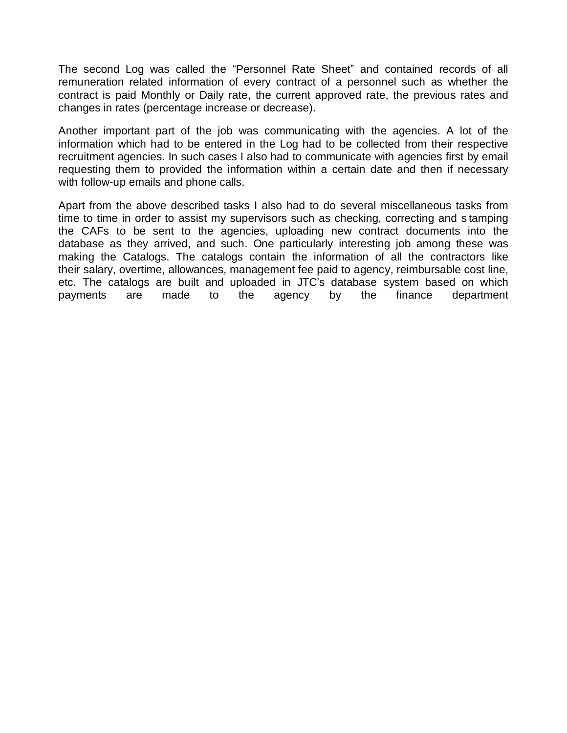The second Log was called the "Personnel Rate Sheet" and contained records of all remuneration related information of every contract of a personnel such as whether the contract is paid Monthly or Daily rate, the current approved rate, the previous rates and changes in rates (percentage increase or decrease).

Another important part of the job was communicating with the agencies. A lot of the information which had to be entered in the Log had to be collected from their respective recruitment agencies. In such cases I also had to communicate with agencies first by email requesting them to provided the information within a certain date and then if necessary with follow-up emails and phone calls.

Apart from the above described tasks I also had to do several miscellaneous tasks from time to time in order to assist my supervisors such as checking, correcting and s tamping the CAFs to be sent to the agencies, uploading new contract documents into the database as they arrived, and such. One particularly interesting job among these was making the Catalogs. The catalogs contain the information of all the contractors like their salary, overtime, allowances, management fee paid to agency, reimbursable cost line, etc. The catalogs are built and uploaded in JTC's database system based on which payments are made to the agency by the finance department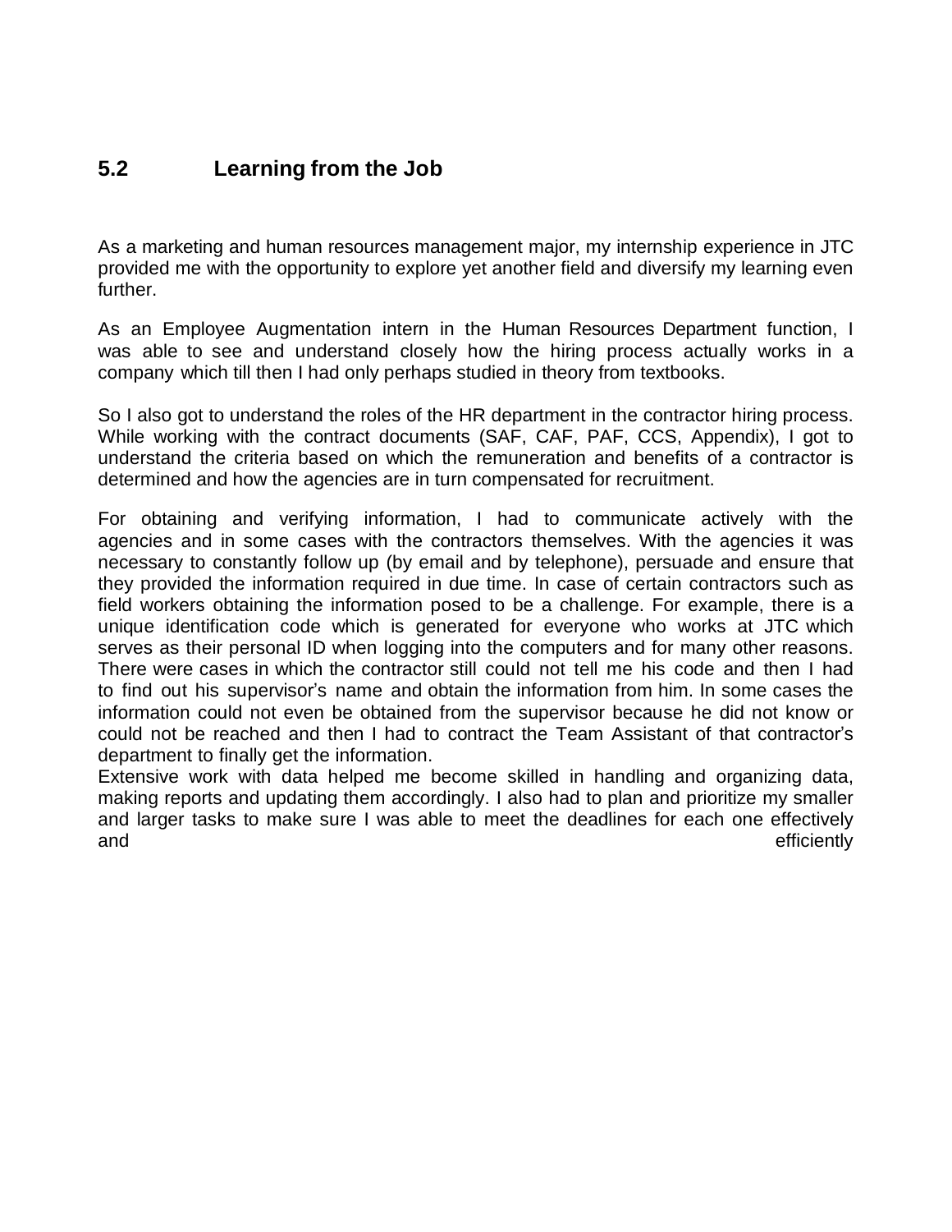## 5.2 Learning from the Job

As a marketing and human resources management major, my internship experience in JTC provided me with the opportunity to explore yet another field and diversify my learning even further.

As an Employee Augmentation intern in the Human Resources Department function, I was able to see and understand closely how the hiring process actually works in a company which till then I had only perhaps studied in theory from textbooks.

So I also got to understand the roles of the HR department in the contractor hiring process. While working with the contract documents (SAF, CAF, PAF, CCS, Appendix), I got to understand the criteria based on which the remuneration and benefits of a contractor is determined and how the agencies are in turn compensated for recruitment.

For obtaining and verifying information, I had to communicate actively with the agencies and in some cases with the contractors themselves. With the agencies it was necessary to constantly follow up (by email and by telephone), persuade and ensure that they provided the information required in due time. In case of certain contractors such as field workers obtaining the information posed to be a challenge. For example, there is a unique identification code which is generated for everyone who works at JTC which serves as their personal ID when logging into the computers and for many other reasons. There were cases in which the contractor still could not tell me his code and then I had to find out his supervisor's name and obtain the information from him. In some cases the information could not even be obtained from the supervisor because he did not know or could not be reached and then I had to contract the Team Assistant of that contractor's department to finally get the information.

Extensive work with data helped me become skilled in handling and organizing data, making reports and updating them accordingly. I also had to plan and prioritize my smaller and larger tasks to make sure I was able to meet the deadlines for each one effectively and efficiently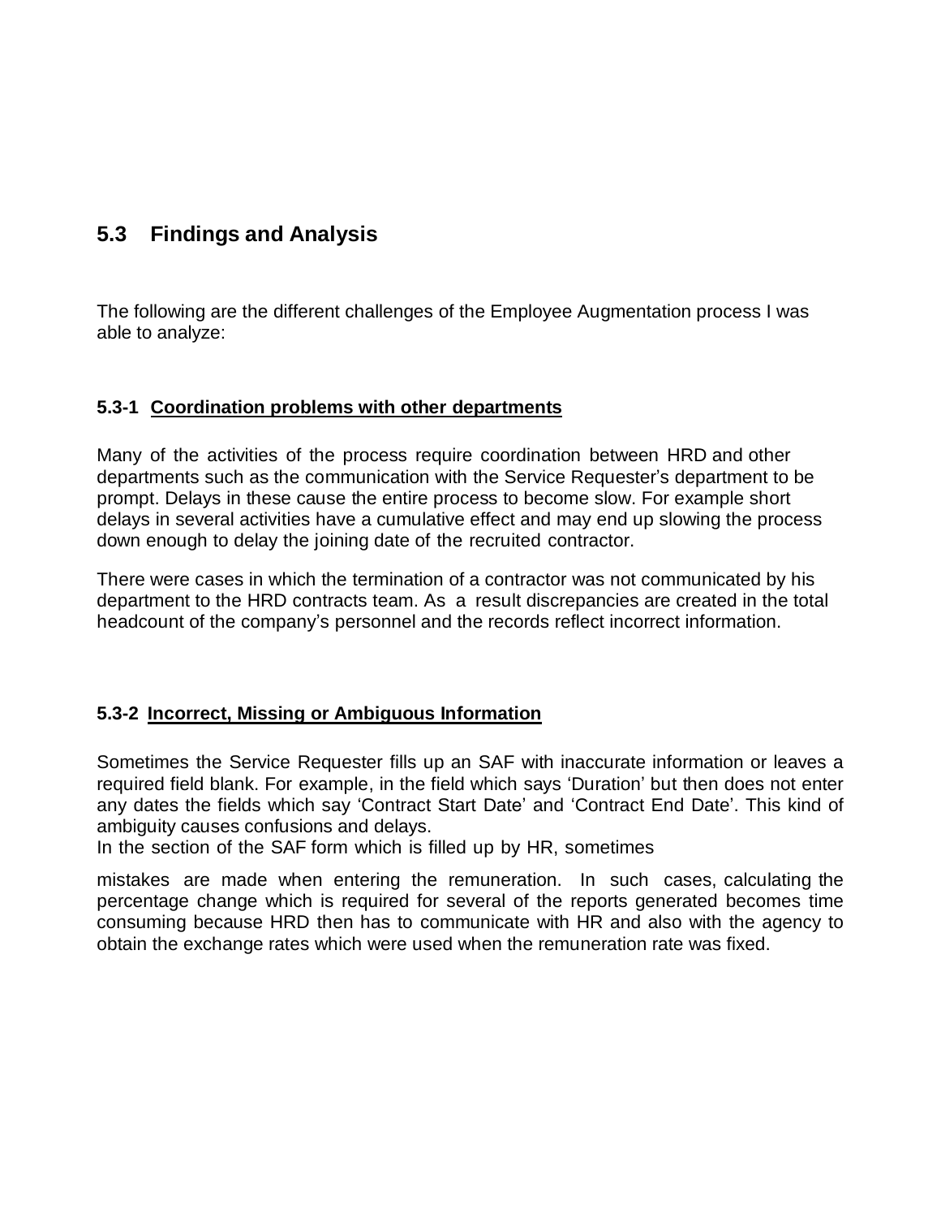## 5.3 Findings and Analysis

The following are the different challenges of the Employee Augmentation process I was able to analyze:

### 5.3-1 <u>Coordination problems with other departments</u>

Many of the activities of the process require coordination between HRD and other departments such as the communication with the Service Requester's department to be prompt. Delays in these cause the entire process to become slow. For example short delays in several activities have a cumulative effect and may end up slowing the process down enough to delay the joining date of the recruited contractor.

There were cases in which the termination of a contractor was not communicated by his department to the HRD contracts team. As a result discrepancies are created in the total headcount of the company's personnel and the records reflect incorrect information.

### 5.3-2 <u>Incorrect, Missing or Ambiguous Information</u>

Sometimes the Service Requester fills up an SAF with inaccurate information or leaves a required field blank. For example, in the field which says 'Duration' but then does not enter any dates the fields which say 'Contract Start Date' and 'Contract End Date'. This kind of ambiguity causes confusions and delays.

In the section of the SAF form which is filled up by HR, sometimes

mistakes are made when entering the remuneration. In such cases, calculating the percentage change which is required for several of the reports generated becomes time consuming because HRD then has to communicate with HR and also with the agency to obtain the exchange rates which were used when the remuneration rate was fixed.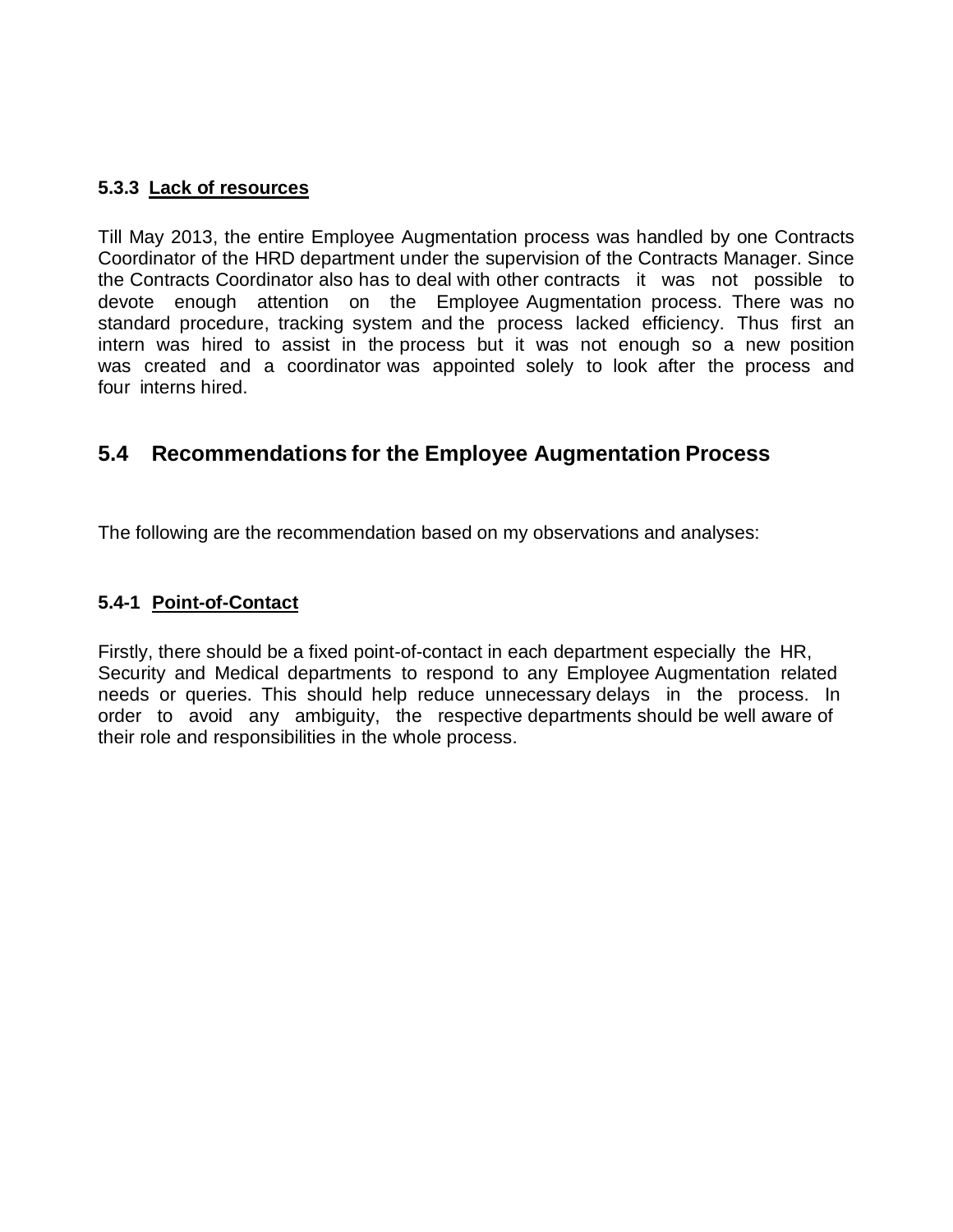#### 5.3.3 Lack of resources

Till May 2013, the entire Employee Augmentation process was handled by one Contracts Coordinator of the HRD department under the supervision of the Contracts Manager. Since the Contracts Coordinator also has to deal with other contracts it was not possible to devote enough attention on the Employee Augmentation process. There was no standard procedure, tracking system and the process lacked efficiency. Thus first an intern was hired to assist in the process but it was not enough so a new position was created and a coordinator was appointed solely to look after the process and four interns hired.

## 5.4 Recommendations for the Employee Augmentation Process

The following are the recommendation based on my observations and analyses:

#### 5.4-1 Point-of-Contact

Firstly, there should be a fixed point-of-contact in each department especially the HR, Security and Medical departments to respond to any Employee Augmentation related needs or queries. This should help reduce unnecessary delays in the process. In order to avoid any ambiguity, the respective departments should be well aware of their role and responsibilities in the whole process.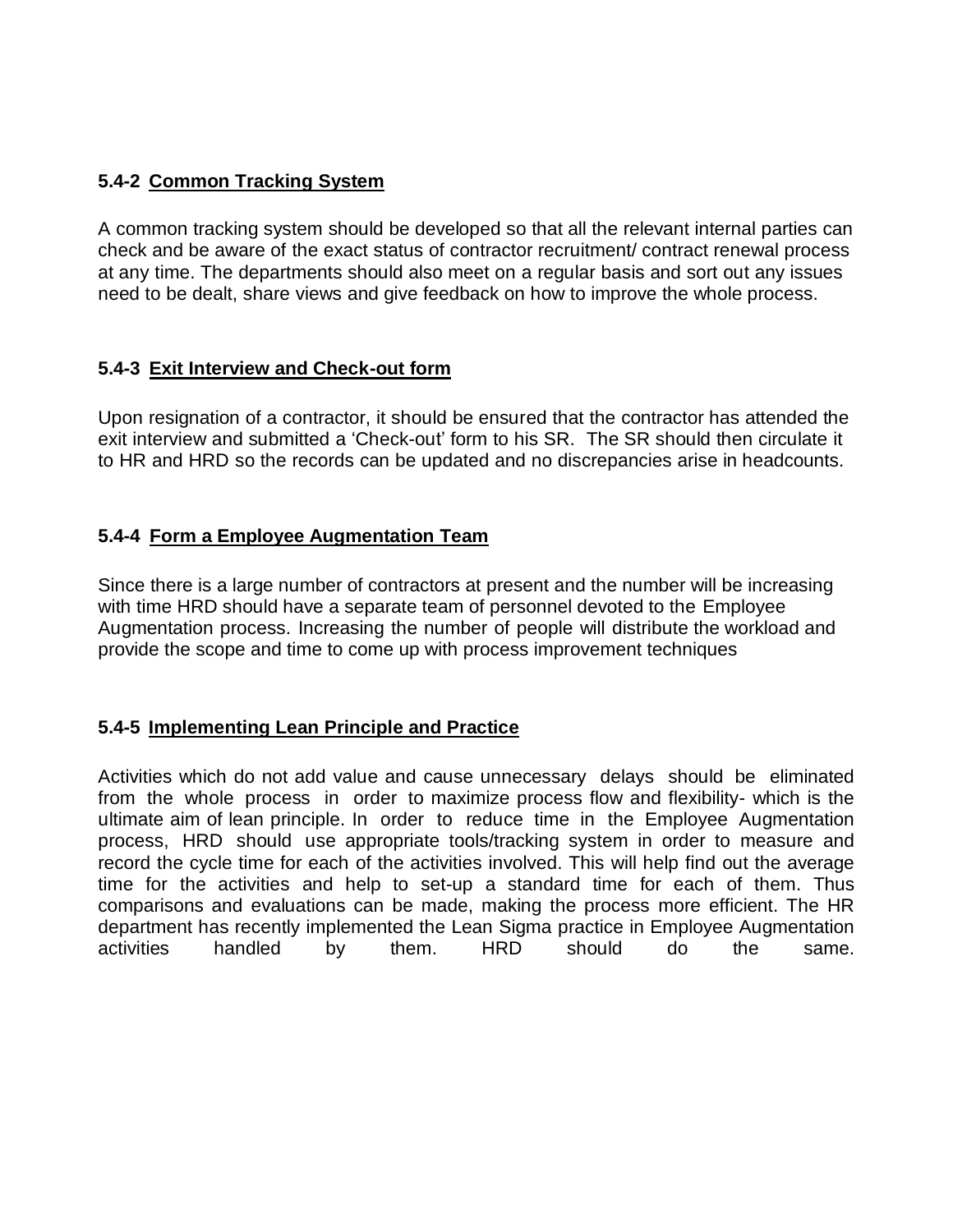### 5.4-2 <u>Common Tracking System</u>

A common tracking system should be developed so that all the relevant internal parties can check and be aware of the exact status of contractor recruitment/ contract renewal process at any time. The departments should also meet on a regular basis and sort out any issues need to be dealt, share views and give feedback on how to improve the whole process.

### 5.4-3 <u>Exit Interview and Check-out form</u>

Upon resignation of a contractor, it should be ensured that the contractor has attended the exit interview and submitted a 'Check-out' form to his SR. The SR should then circulate it to HR and HRD so the records can be updated and no discrepancies arise in headcounts.

### 5.4-4 <u>Form a Employee Augmentation Team</u>

Since there is a large number of contractors at present and the number will be increasing with time HRD should have a separate team of personnel devoted to the Employee Augmentation process. Increasing the number of people will distribute the workload and provide the scope and time to come up with process improvement techniques

### 5.4-5 <u>Implementing Lean Principle and Practice</u>

Activities which do not add value and cause unnecessary delays should be eliminated from the whole process in order to maximize process flow and flexibility- which is the ultimate aim of lean principle. In order to reduce time in the Employee Augmentation process, HRD should use appropriate tools/tracking system in order to measure and record the cycle time for each of the activities involved. This will help find out the average time for the activities and help to set-up a standard time for each of them. Thus comparisons and evaluations can be made, making the process more efficient. The HR department has recently implemented the Lean Sigma practice in Employee Augmentation activities handled by them. HRD should do the same.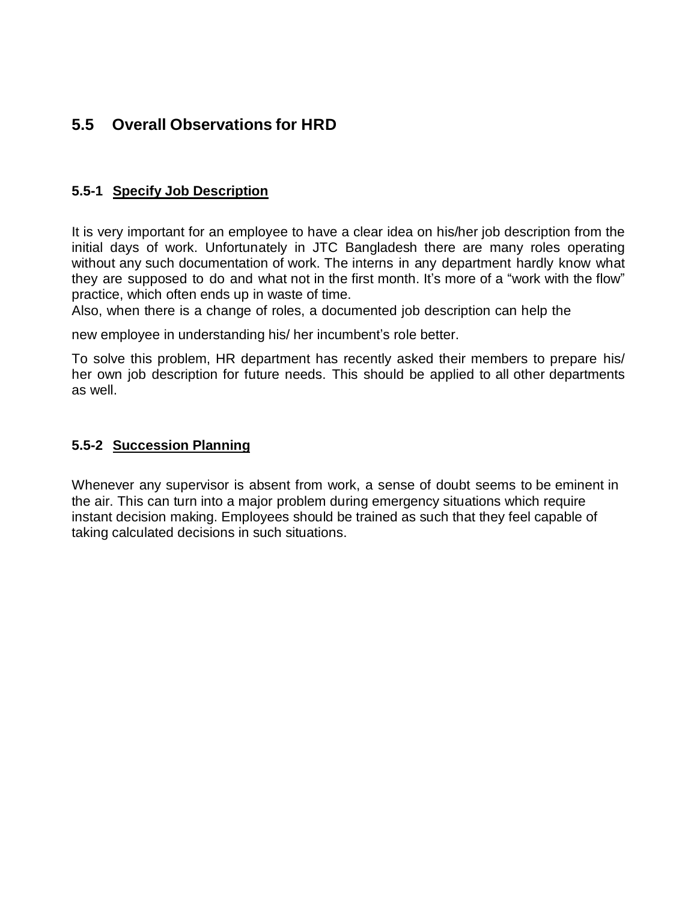## 5.5 Overall Observations for HRD

### 5.5-1 Specify Job Description

It is very important for an employee to have a clear idea on his/her job description from the initial days of work. Unfortunately in JTC Bangladesh there are many roles operating without any such documentation of work. The interns in any department hardly know what they are supposed to do and what not in the first month. It's more of a "work with the flow" practice, which often ends up in waste of time.
Also, when there is a change of roles, a documented job description can help the

new employee in understanding his/ her incumbent's role better.

To solve this problem, HR department has recently asked their members to prepare his/ her own job description for future needs. This should be applied to all other departments as well.

### 5.5-2 Succession Planning

Whenever any supervisor is absent from work, a sense of doubt seems to be eminent in the air. This can turn into a major problem during emergency situations which require instant decision making. Employees should be trained as such that they feel capable of taking calculated decisions in such situations.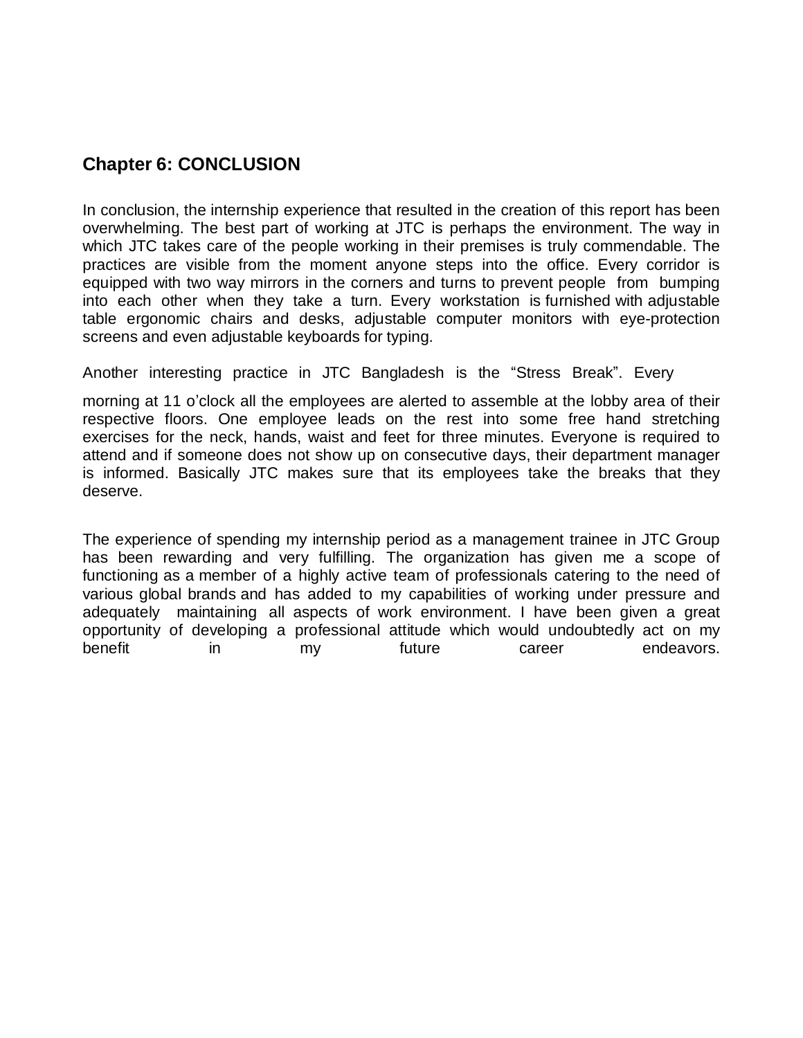## Chapter 6: CONCLUSION

In conclusion, the internship experience that resulted in the creation of this report has been overwhelming. The best part of working at JTC is perhaps the environment. The way in which JTC takes care of the people working in their premises is truly commendable. The practices are visible from the moment anyone steps into the office. Every corridor is equipped with two way mirrors in the corners and turns to prevent people from bumping into each other when they take a turn. Every workstation is furnished with adjustable table ergonomic chairs and desks, adjustable computer monitors with eye-protection screens and even adjustable keyboards for typing.

Another interesting practice in JTC Bangladesh is the "Stress Break". Every morning at 11 o'clock all the employees are alerted to assemble at the lobby area of their respective floors. One employee leads on the rest into some free hand stretching exercises for the neck, hands, waist and feet for three minutes. Everyone is required to attend and if someone does not show up on consecutive days, their department manager is informed. Basically JTC makes sure that its employees take the breaks that they deserve.

The experience of spending my internship period as a management trainee in JTC Group has been rewarding and very fulfilling. The organization has given me a scope of functioning as a member of a highly active team of professionals catering to the need of various global brands and has added to my capabilities of working under pressure and adequately maintaining all aspects of work environment. I have been given a great opportunity of developing a professional attitude which would undoubtedly act on my benefit in my future career endeavors.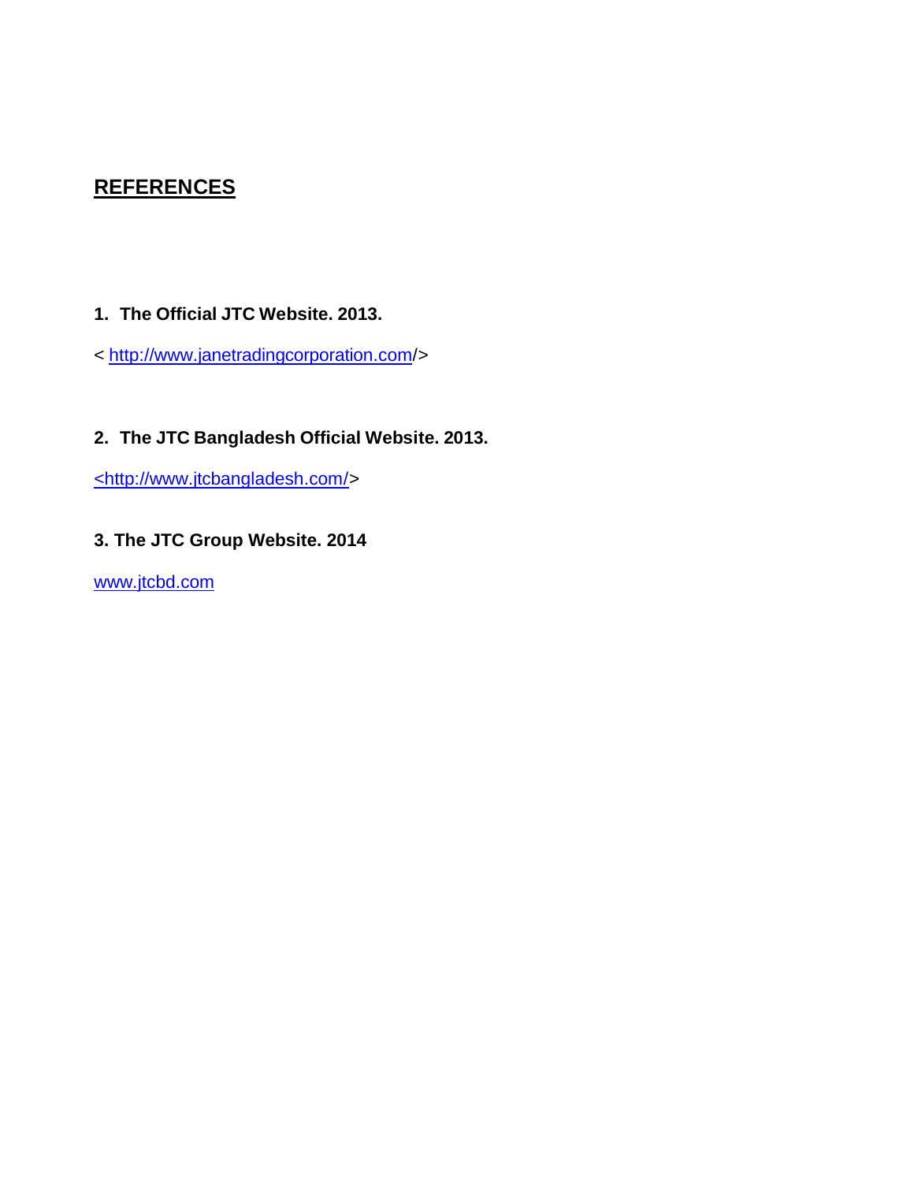## REFERENCES

1. **The Official JTC Website. 2013.**

< http://www.janetradingcorporation.com/>

2. **The JTC Bangladesh Official Website. 2013.**

<http://www.jtcbangladesh.com/>

**3. The JTC Group Website. 2014**

www.jtcbd.com